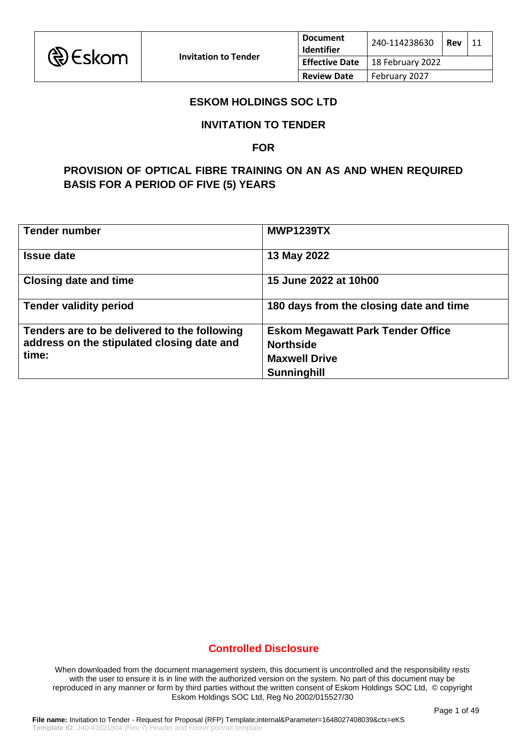# ESKOM HOLDINGS SOC LTD

## INVITATION TO TENDER

## FOR

## PROVISION OF OPTICAL FIBRE TRAINING ON AN AS AND WHEN REQUIRED BASIS FOR A PERIOD OF FIVE (5) YEARS

| **Tender number** | **MWP1239TX** |
|---|---|
| **Issue date** | **13 May 2022** |
| **Closing date and time** | **15 June 2022 at 10h00** |
| **Tender validity period** | **180 days from the closing date and time** |
| **Tenders are to be delivered to the following address on the stipulated closing date and time:** | **Eskom Megawatt Park Tender Office**<br>**Northside**<br>**Maxwell Drive**<br>**Sunninghill** |

**Controlled Disclosure**

When downloaded from the document management system, this document is uncontrolled and the responsibility rests with the user to ensure it is in line with the authorized version on the system. No part of this document may be reproduced in any manner or form by third parties without the written consent of Eskom Holdings SOC Ltd, © copyright Eskom Holdings SOC Ltd, Reg No 2002/015527/30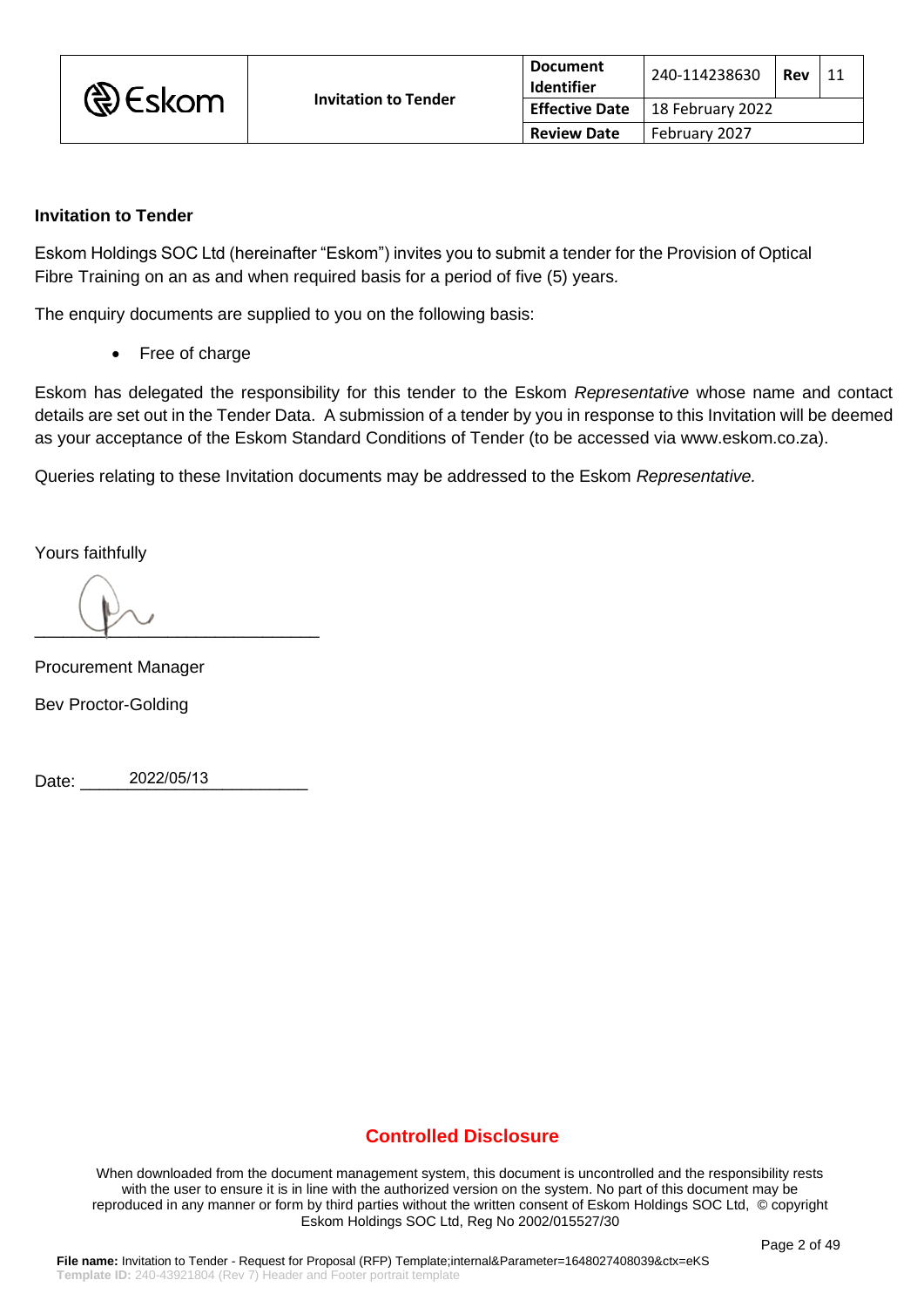**Invitation to Tender**

Eskom Holdings SOC Ltd (hereinafter "Eskom") invites you to submit a tender for the Provision of Optical Fibre Training on an as and when required basis for a period of five (5) years.

The enquiry documents are supplied to you on the following basis:

- Free of charge

Eskom has delegated the responsibility for this tender to the Eskom *Representative* whose name and contact details are set out in the Tender Data. A submission of a tender by you in response to this Invitation will be deemed as your acceptance of the Eskom Standard Conditions of Tender (to be accessed via www.eskom.co.za).

Queries relating to these Invitation documents may be addressed to the Eskom *Representative.*

Yours faithfully

______________________________

Procurement Manager

Bev Proctor-Golding

Date: 2022/05/13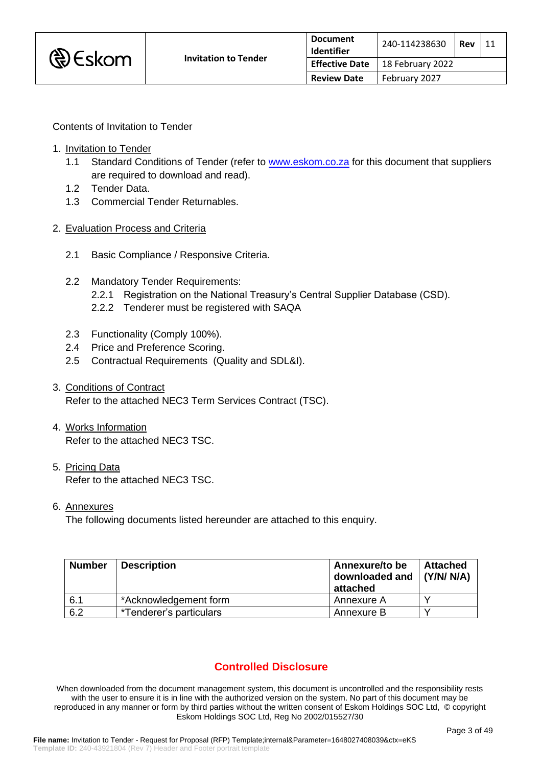Contents of Invitation to Tender

1. Invitation to Tender
   1.1 Standard Conditions of Tender (refer to www.eskom.co.za for this document that suppliers are required to download and read).
   1.2 Tender Data.
   1.3 Commercial Tender Returnables.

2. Evaluation Process and Criteria

   2.1 Basic Compliance / Responsive Criteria.

   2.2 Mandatory Tender Requirements:
      2.2.1 Registration on the National Treasury's Central Supplier Database (CSD).
      2.2.2 Tenderer must be registered with SAQA

   2.3 Functionality (Comply 100%).
   2.4 Price and Preference Scoring.
   2.5 Contractual Requirements (Quality and SDL&I).

3. Conditions of Contract
   Refer to the attached NEC3 Term Services Contract (TSC).

4. Works Information
   Refer to the attached NEC3 TSC.

5. Pricing Data
   Refer to the attached NEC3 TSC.

6. Annexures
   The following documents listed hereunder are attached to this enquiry.

| Number | Description | Annexure/to be downloaded and attached | Attached (Y/N/ N/A) |
|---|---|---|---|
| 6.1 | *Acknowledgement form | Annexure A | Y |
| 6.2 | *Tenderer's particulars | Annexure B | Y |

**Controlled Disclosure**

When downloaded from the document management system, this document is uncontrolled and the responsibility rests with the user to ensure it is in line with the authorized version on the system. No part of this document may be reproduced in any manner or form by third parties without the written consent of Eskom Holdings SOC Ltd, © copyright Eskom Holdings SOC Ltd, Reg No 2002/015527/30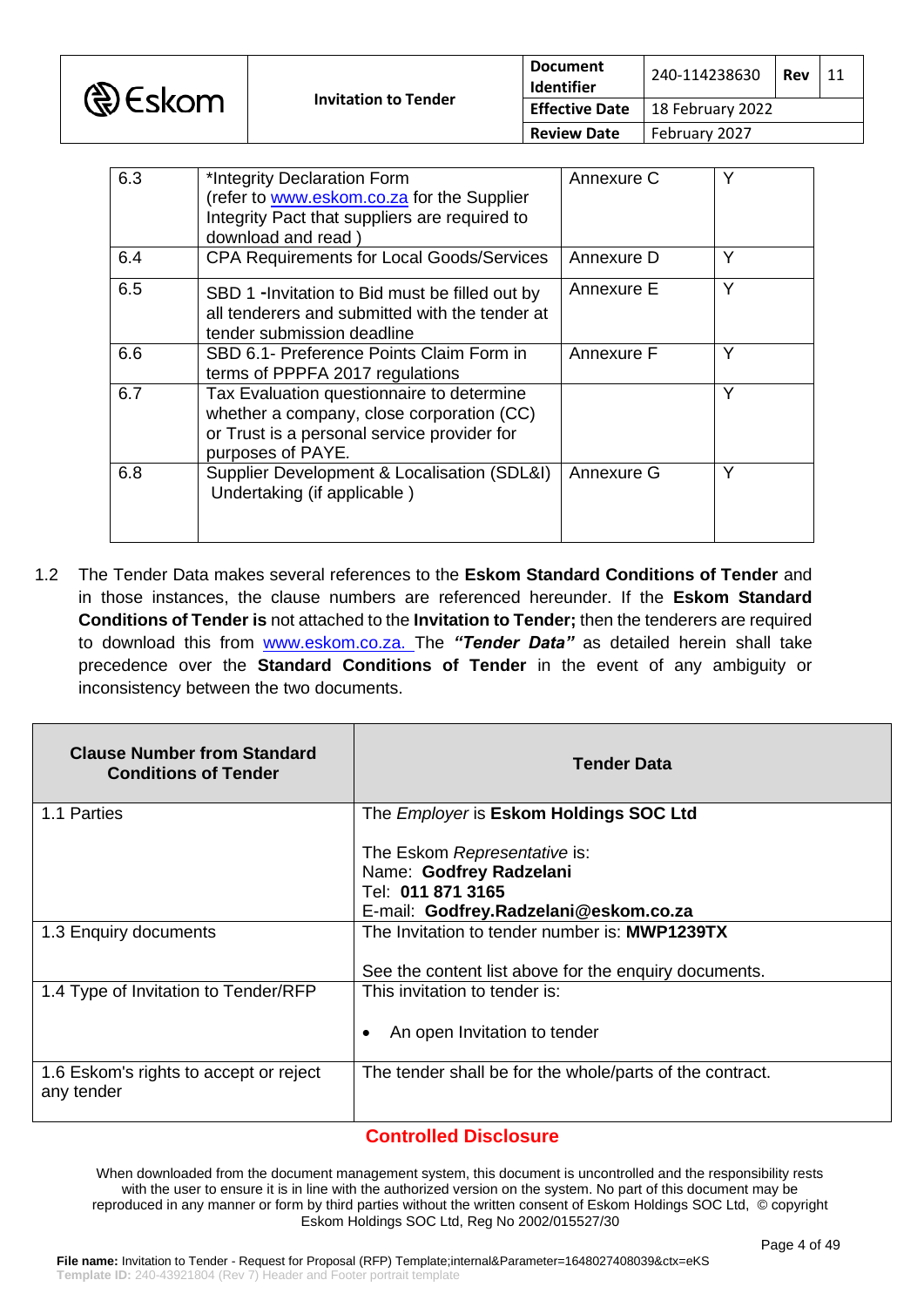| 6.3 | *Integrity Declaration Form (refer to www.eskom.co.za for the Supplier Integrity Pact that suppliers are required to download and read ) | Annexure C | Y |
|---|---|---|---|
| 6.4 | CPA Requirements for Local Goods/Services | Annexure D | Y |
| 6.5 | SBD 1 -Invitation to Bid must be filled out by all tenderers and submitted with the tender at tender submission deadline | Annexure E | Y |
| 6.6 | SBD 6.1- Preference Points Claim Form in terms of PPPFA 2017 regulations | Annexure F | Y |
| 6.7 | Tax Evaluation questionnaire to determine whether a company, close corporation (CC) or Trust is a personal service provider for purposes of PAYE. | | Y |
| 6.8 | Supplier Development & Localisation (SDL&I) Undertaking (if applicable ) | Annexure G | Y |

1.2 The Tender Data makes several references to the **Eskom Standard Conditions of Tender** and in those instances, the clause numbers are referenced hereunder. If the **Eskom Standard Conditions of Tender is** not attached to the **Invitation to Tender;** then the tenderers are required to download this from www.eskom.co.za. The ***"Tender Data"*** as detailed herein shall take precedence over the **Standard Conditions of Tender** in the event of any ambiguity or inconsistency between the two documents.

| Clause Number from Standard Conditions of Tender | Tender Data |
|---|---|
| 1.1 Parties | The *Employer* is **Eskom Holdings SOC Ltd**<br><br>The Eskom *Representative* is:<br>Name: **Godfrey Radzelani**<br>Tel: **011 871 3165**<br>E-mail: **Godfrey.Radzelani@eskom.co.za** |
| 1.3 Enquiry documents | The Invitation to tender number is: **MWP1239TX**<br><br>See the content list above for the enquiry documents. |
| 1.4 Type of Invitation to Tender/RFP | This invitation to tender is:<br><br>• An open Invitation to tender |
| 1.6 Eskom's rights to accept or reject any tender | The tender shall be for the whole/parts of the contract. |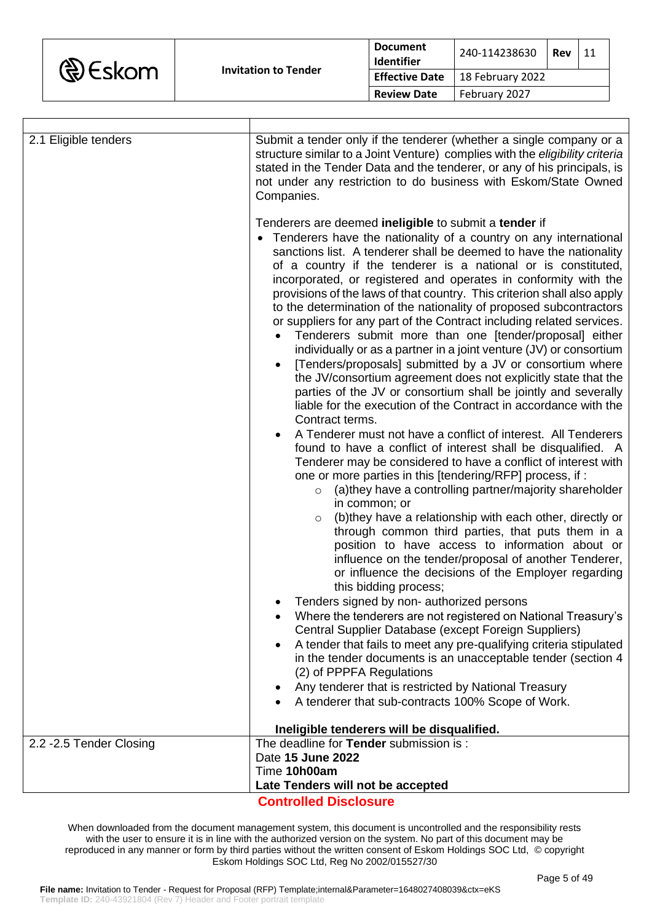| | |
|---|---|
| 2.1 Eligible tenders | Submit a tender only if the tenderer (whether a single company or a structure similar to a Joint Venture) complies with the *eligibility criteria* stated in the Tender Data and the tenderer, or any of his principals, is not under any restriction to do business with Eskom/State Owned Companies.<br><br>Tenderers are deemed **ineligible** to submit a **tender** if<br>• Tenderers have the nationality of a country on any international sanctions list. A tenderer shall be deemed to have the nationality of a country if the tenderer is a national or is constituted, incorporated, or registered and operates in conformity with the provisions of the laws of that country. This criterion shall also apply to the determination of the nationality of proposed subcontractors or suppliers for any part of the Contract including related services.<br>• Tenderers submit more than one [tender/proposal] either individually or as a partner in a joint venture (JV) or consortium<br>• [Tenders/proposals] submitted by a JV or consortium where the JV/consortium agreement does not explicitly state that the parties of the JV or consortium shall be jointly and severally liable for the execution of the Contract in accordance with the Contract terms.<br>• A Tenderer must not have a conflict of interest. All Tenderers found to have a conflict of interest shall be disqualified. A Tenderer may be considered to have a conflict of interest with one or more parties in this [tendering/RFP] process, if :<br>  ○ (a)they have a controlling partner/majority shareholder in common; or<br>  ○ (b)they have a relationship with each other, directly or through common third parties, that puts them in a position to have access to information about or influence on the tender/proposal of another Tenderer, or influence the decisions of the Employer regarding this bidding process;<br>• Tenders signed by non- authorized persons<br>• Where the tenderers are not registered on National Treasury's Central Supplier Database (except Foreign Suppliers)<br>• A tender that fails to meet any pre-qualifying criteria stipulated in the tender documents is an unacceptable tender (section 4 (2) of PPPFA Regulations<br>• Any tenderer that is restricted by National Treasury<br>• A tenderer that sub-contracts 100% Scope of Work.<br><br>**Ineligible tenderers will be disqualified.** |
| 2.2 -2.5 Tender Closing | The deadline for **Tender** submission is :<br>Date **15 June 2022**<br>Time **10h00am**<br>**Late Tenders will not be accepted** |

**Controlled Disclosure**

When downloaded from the document management system, this document is uncontrolled and the responsibility rests with the user to ensure it is in line with the authorized version on the system. No part of this document may be reproduced in any manner or form by third parties without the written consent of Eskom Holdings SOC Ltd, © copyright Eskom Holdings SOC Ltd, Reg No 2002/015527/30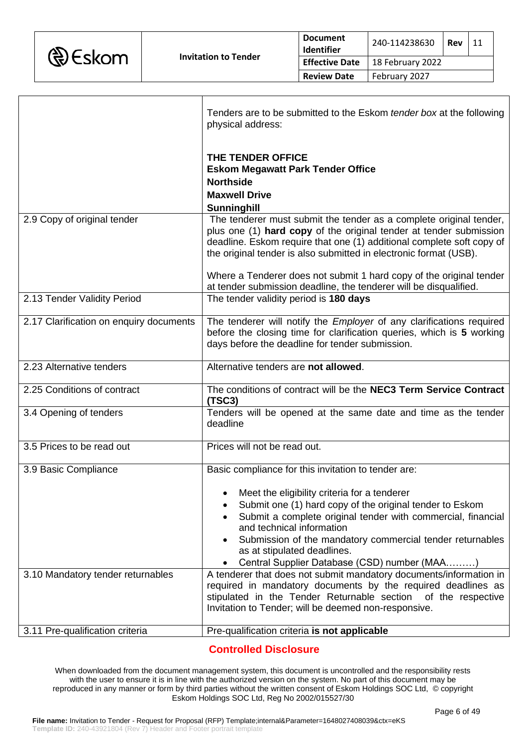| | |
|---|---|
| | Tenders are to be submitted to the Eskom *tender box* at the following physical address:<br><br>**THE TENDER OFFICE**<br>**Eskom Megawatt Park Tender Office**<br>**Northside**<br>**Maxwell Drive**<br>**Sunninghill** |
| 2.9 Copy of original tender | The tenderer must submit the tender as a complete original tender, plus one (1) **hard copy** of the original tender at tender submission deadline. Eskom require that one (1) additional complete soft copy of the original tender is also submitted in electronic format (USB).<br><br>Where a Tenderer does not submit 1 hard copy of the original tender at tender submission deadline, the tenderer will be disqualified. |
| 2.13 Tender Validity Period | The tender validity period is **180 days** |
| 2.17 Clarification on enquiry documents | The tenderer will notify the *Employer* of any clarifications required before the closing time for clarification queries, which is **5** working days before the deadline for tender submission. |
| 2.23 Alternative tenders | Alternative tenders are **not allowed**. |
| 2.25 Conditions of contract | The conditions of contract will be the **NEC3 Term Service Contract (TSC3)** |
| 3.4 Opening of tenders | Tenders will be opened at the same date and time as the tender deadline |
| 3.5 Prices to be read out | Prices will not be read out. |
| 3.9 Basic Compliance | Basic compliance for this invitation to tender are:<br><br>• Meet the eligibility criteria for a tenderer<br>• Submit one (1) hard copy of the original tender to Eskom<br>• Submit a complete original tender with commercial, financial and technical information<br>• Submission of the mandatory commercial tender returnables as at stipulated deadlines.<br>• Central Supplier Database (CSD) number (MAA………) |
| 3.10 Mandatory tender returnables | A tenderer that does not submit mandatory documents/information in required in mandatory documents by the required deadlines as stipulated in the Tender Returnable section of the respective Invitation to Tender; will be deemed non-responsive. |
| 3.11 Pre-qualification criteria | Pre-qualification criteria **is not applicable** |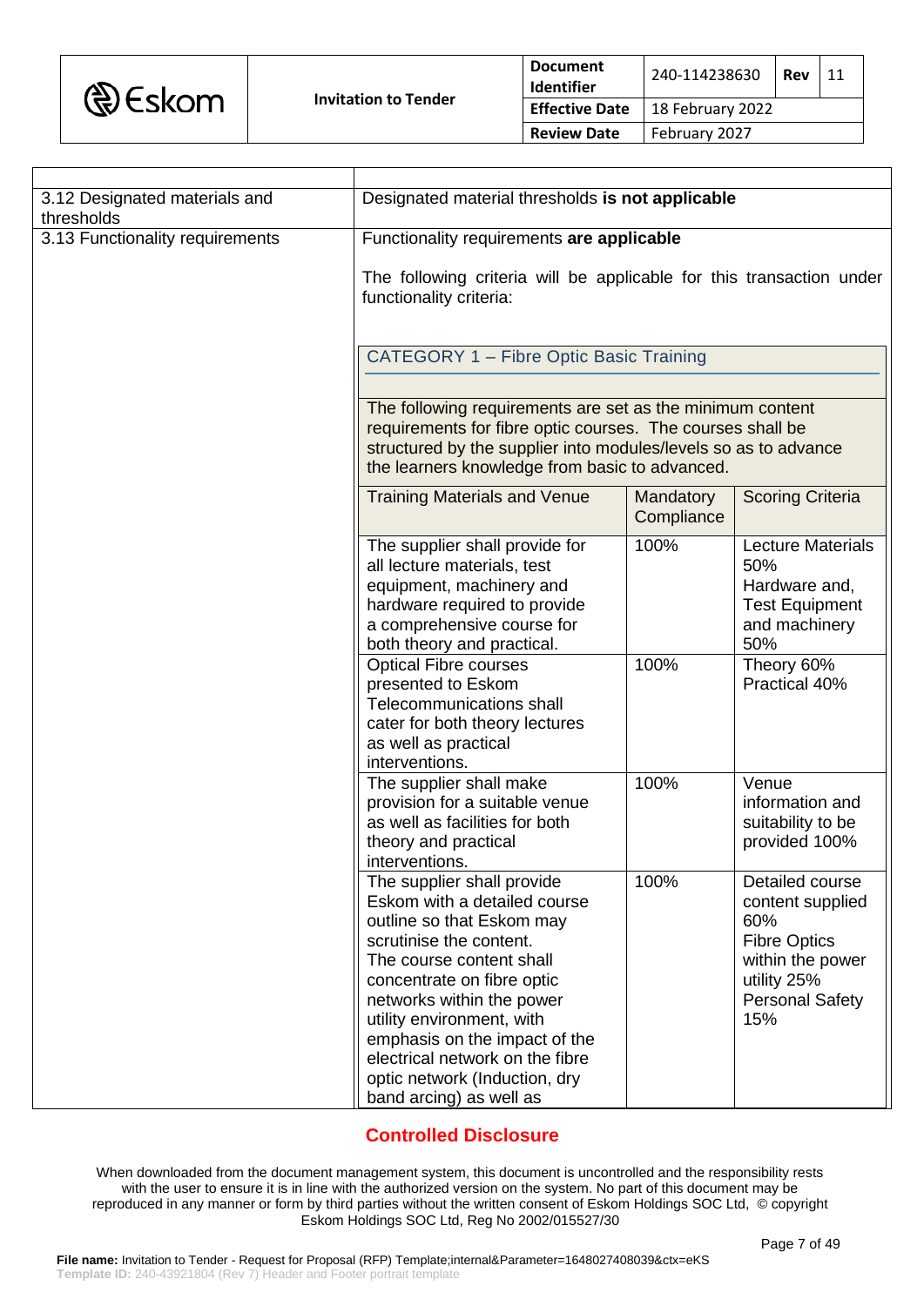| | |
|---|---|
| 3.12 Designated materials and thresholds | Designated material thresholds **is not applicable** |
| 3.13 Functionality requirements | Functionality requirements **are applicable**<br><br>The following criteria will be applicable for this transaction under functionality criteria: |

**CATEGORY 1 – Fibre Optic Basic Training**

The following requirements are set as the minimum content requirements for fibre optic courses. The courses shall be structured by the supplier into modules/levels so as to advance the learners knowledge from basic to advanced.

| Training Materials and Venue | Mandatory Compliance | Scoring Criteria |
|---|---|---|
| The supplier shall provide for all lecture materials, test equipment, machinery and hardware required to provide a comprehensive course for both theory and practical. | 100% | Lecture Materials 50%<br>Hardware and, Test Equipment and machinery 50% |
| Optical Fibre courses presented to Eskom Telecommunications shall cater for both theory lectures as well as practical interventions. | 100% | Theory 60%<br>Practical 40% |
| The supplier shall make provision for a suitable venue as well as facilities for both theory and practical interventions. | 100% | Venue information and suitability to be provided 100% |
| The supplier shall provide Eskom with a detailed course outline so that Eskom may scrutinise the content.<br>The course content shall concentrate on fibre optic networks within the power utility environment, with emphasis on the impact of the electrical network on the fibre optic network (Induction, dry band arcing) as well as | 100% | Detailed course content supplied 60%<br>Fibre Optics within the power utility 25%<br>Personal Safety 15% |

**Controlled Disclosure**

When downloaded from the document management system, this document is uncontrolled and the responsibility rests with the user to ensure it is in line with the authorized version on the system. No part of this document may be reproduced in any manner or form by third parties without the written consent of Eskom Holdings SOC Ltd, © copyright Eskom Holdings SOC Ltd, Reg No 2002/015527/30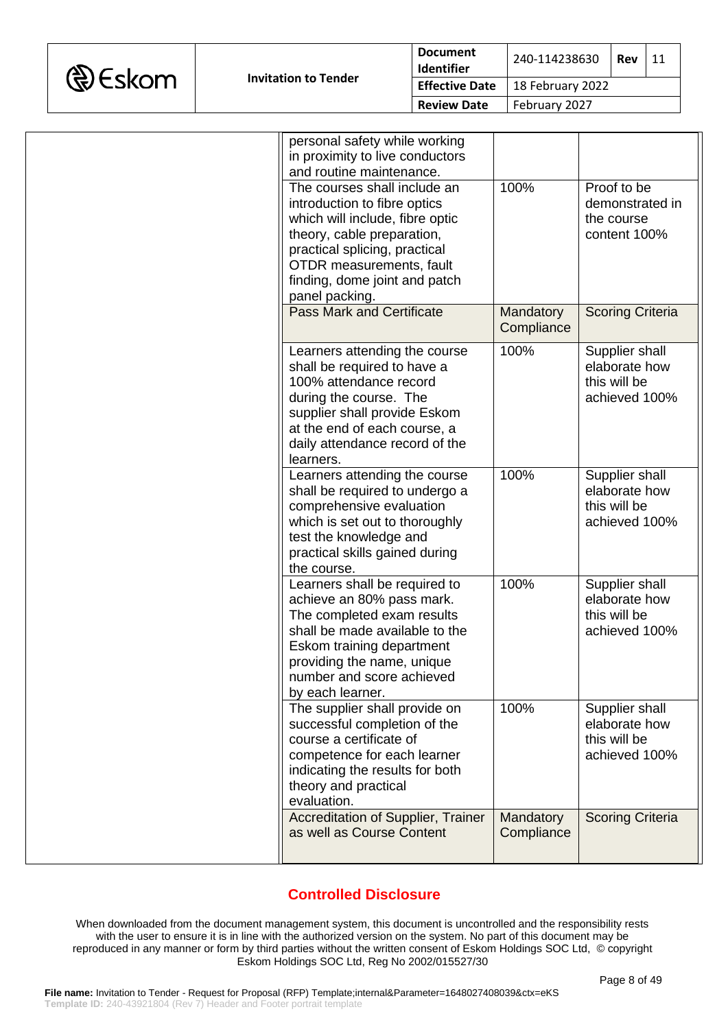| | | | |
|---|---|---|---|
| | personal safety while working in proximity to live conductors and routine maintenance. | | |
| | The courses shall include an introduction to fibre optics which will include, fibre optic theory, cable preparation, practical splicing, practical OTDR measurements, fault finding, dome joint and patch panel packing. | 100% | Proof to be demonstrated in the course content 100% |
| | Pass Mark and Certificate | Mandatory Compliance | Scoring Criteria |
| | Learners attending the course shall be required to have a 100% attendance record during the course. The supplier shall provide Eskom at the end of each course, a daily attendance record of the learners. | 100% | Supplier shall elaborate how this will be achieved 100% |
| | Learners attending the course shall be required to undergo a comprehensive evaluation which is set out to thoroughly test the knowledge and practical skills gained during the course. | 100% | Supplier shall elaborate how this will be achieved 100% |
| | Learners shall be required to achieve an 80% pass mark. The completed exam results shall be made available to the Eskom training department providing the name, unique number and score achieved by each learner. | 100% | Supplier shall elaborate how this will be achieved 100% |
| | The supplier shall provide on successful completion of the course a certificate of competence for each learner indicating the results for both theory and practical evaluation. | 100% | Supplier shall elaborate how this will be achieved 100% |
| | Accreditation of Supplier, Trainer as well as Course Content | Mandatory Compliance | Scoring Criteria |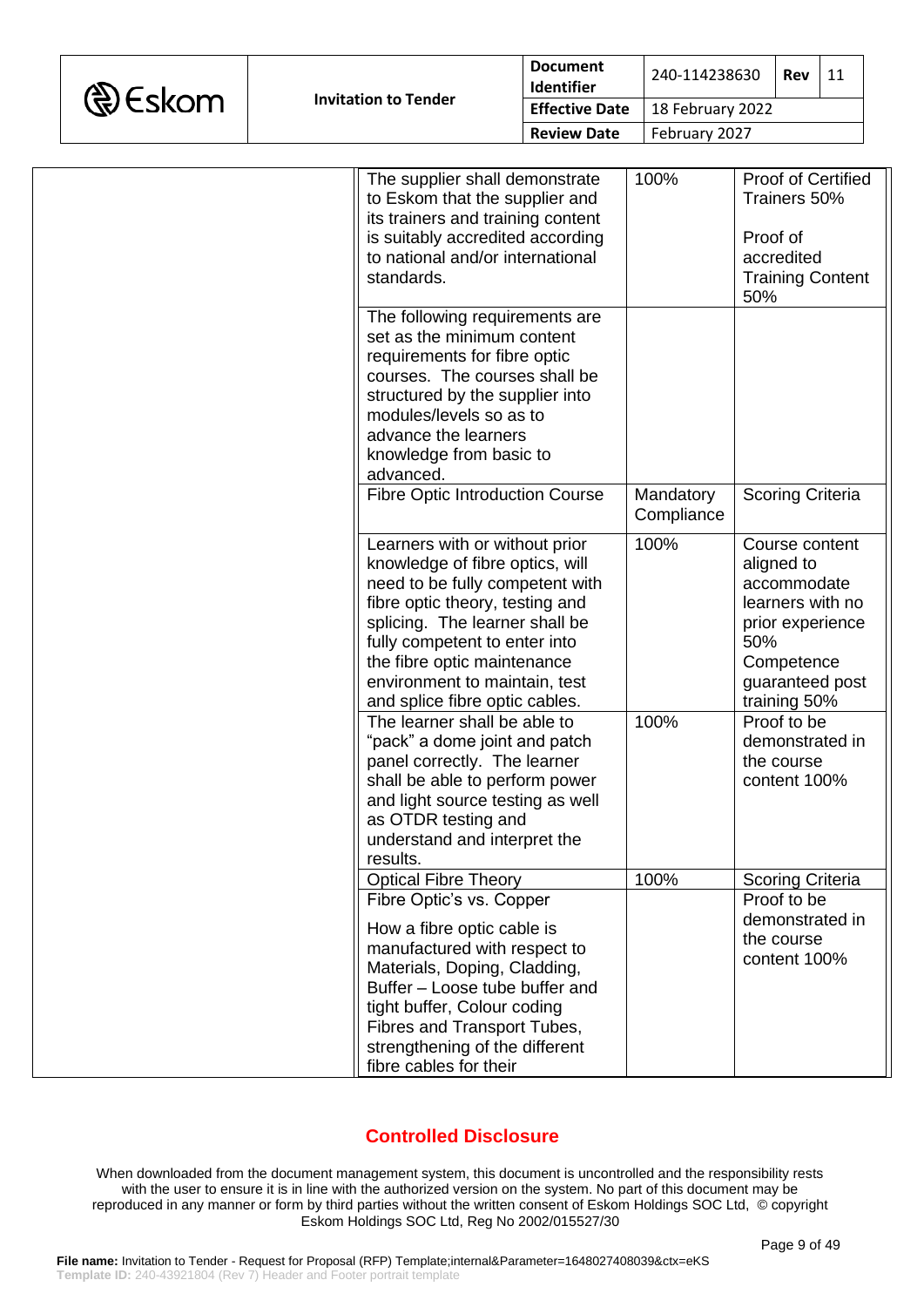| | | | |
|---|---|---|---|
| | The supplier shall demonstrate to Eskom that the supplier and its trainers and training content is suitably accredited according to national and/or international standards. | 100% | Proof of Certified Trainers 50%<br><br>Proof of accredited Training Content 50% |
| | The following requirements are set as the minimum content requirements for fibre optic courses. The courses shall be structured by the supplier into modules/levels so as to advance the learners knowledge from basic to advanced. | | |
| | Fibre Optic Introduction Course | Mandatory Compliance | Scoring Criteria |
| | Learners with or without prior knowledge of fibre optics, will need to be fully competent with fibre optic theory, testing and splicing. The learner shall be fully competent to enter into the fibre optic maintenance environment to maintain, test and splice fibre optic cables. | 100% | Course content aligned to accommodate learners with no prior experience 50%<br>Competence guaranteed post training 50% |
| | The learner shall be able to "pack" a dome joint and patch panel correctly. The learner shall be able to perform power and light source testing as well as OTDR testing and understand and interpret the results. | 100% | Proof to be demonstrated in the course content 100% |
| | Optical Fibre Theory | 100% | Scoring Criteria |
| | Fibre Optic's vs. Copper<br><br>How a fibre optic cable is manufactured with respect to Materials, Doping, Cladding, Buffer – Loose tube buffer and tight buffer, Colour coding Fibres and Transport Tubes, strengthening of the different fibre cables for their | | Proof to be demonstrated in the course content 100% |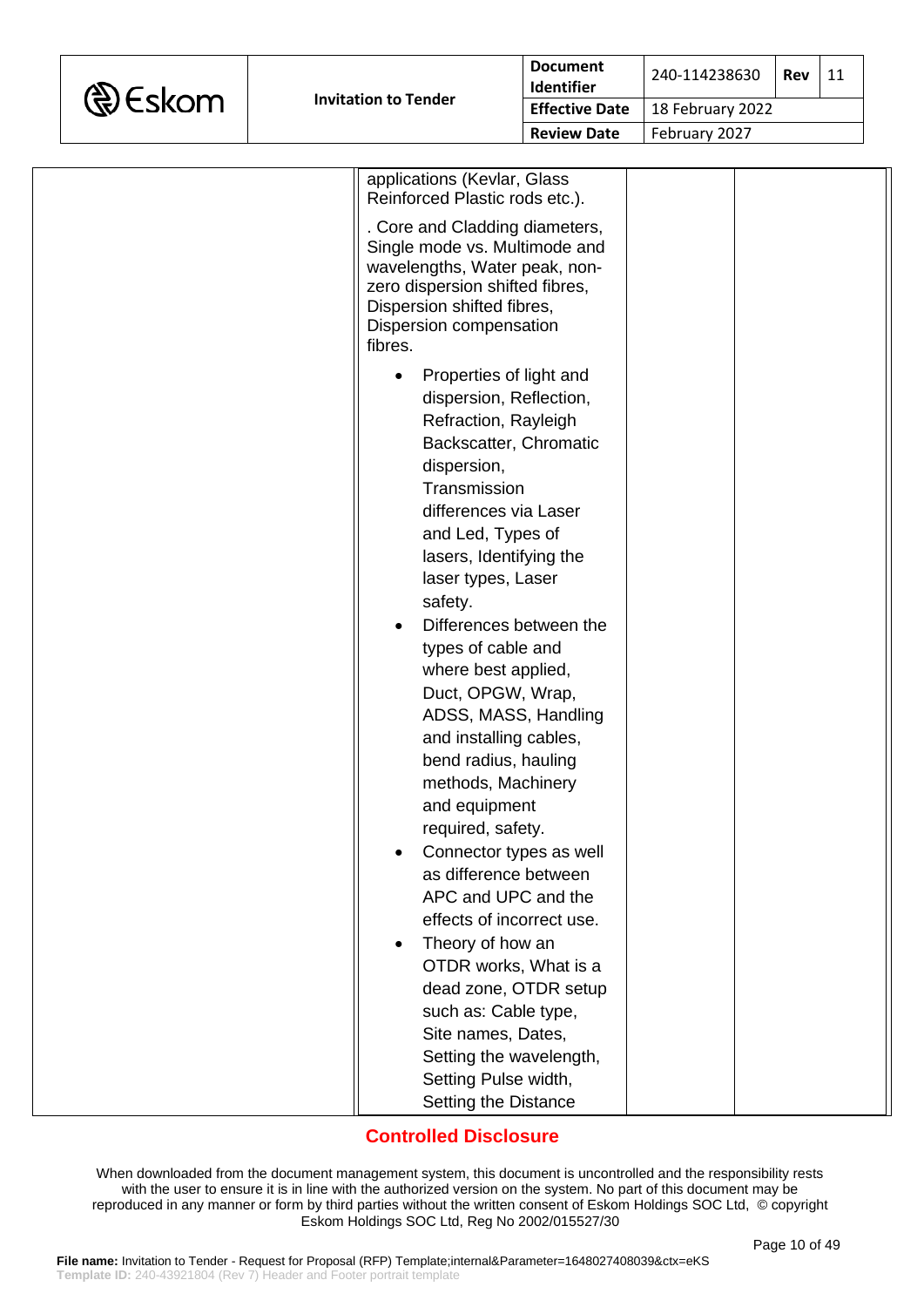| | | | |
|---|---|---|---|
| | applications (Kevlar, Glass Reinforced Plastic rods etc.).<br><br>. Core and Cladding diameters, Single mode vs. Multimode and wavelengths, Water peak, non-zero dispersion shifted fibres, Dispersion shifted fibres, Dispersion compensation fibres.<br><br>• Properties of light and dispersion, Reflection, Refraction, Rayleigh Backscatter, Chromatic dispersion, Transmission differences via Laser and Led, Types of lasers, Identifying the laser types, Laser safety.<br>• Differences between the types of cable and where best applied, Duct, OPGW, Wrap, ADSS, MASS, Handling and installing cables, bend radius, hauling methods, Machinery and equipment required, safety.<br>• Connector types as well as difference between APC and UPC and the effects of incorrect use.<br>• Theory of how an OTDR works, What is a dead zone, OTDR setup such as: Cable type, Site names, Dates, Setting the wavelength, Setting Pulse width, Setting the Distance | | |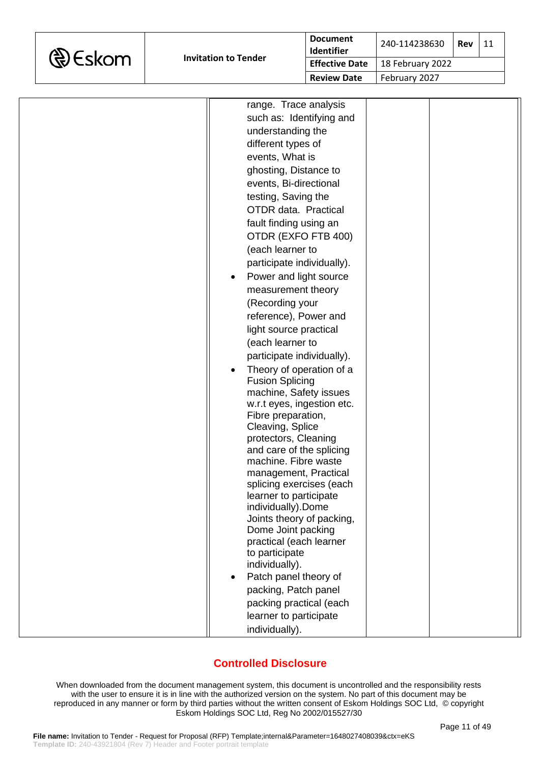|  | range. Trace analysis such as: Identifying and understanding the different types of events, What is ghosting, Distance to events, Bi-directional testing, Saving the OTDR data. Practical fault finding using an OTDR (EXFO FTB 400) (each learner to participate individually).<br>• Power and light source measurement theory (Recording your reference), Power and light source practical (each learner to participate individually).<br>• Theory of operation of a Fusion Splicing machine, Safety issues w.r.t eyes, ingestion etc. Fibre preparation, Cleaving, Splice protectors, Cleaning and care of the splicing machine. Fibre waste management, Practical splicing exercises (each learner to participate individually).Dome Joints theory of packing, Dome Joint packing practical (each learner to participate individually).<br>• Patch panel theory of packing, Patch panel packing practical (each learner to participate individually). |  |  |
|---|---|---|---|

**Controlled Disclosure**

When downloaded from the document management system, this document is uncontrolled and the responsibility rests with the user to ensure it is in line with the authorized version on the system. No part of this document may be reproduced in any manner or form by third parties without the written consent of Eskom Holdings SOC Ltd, © copyright Eskom Holdings SOC Ltd, Reg No 2002/015527/30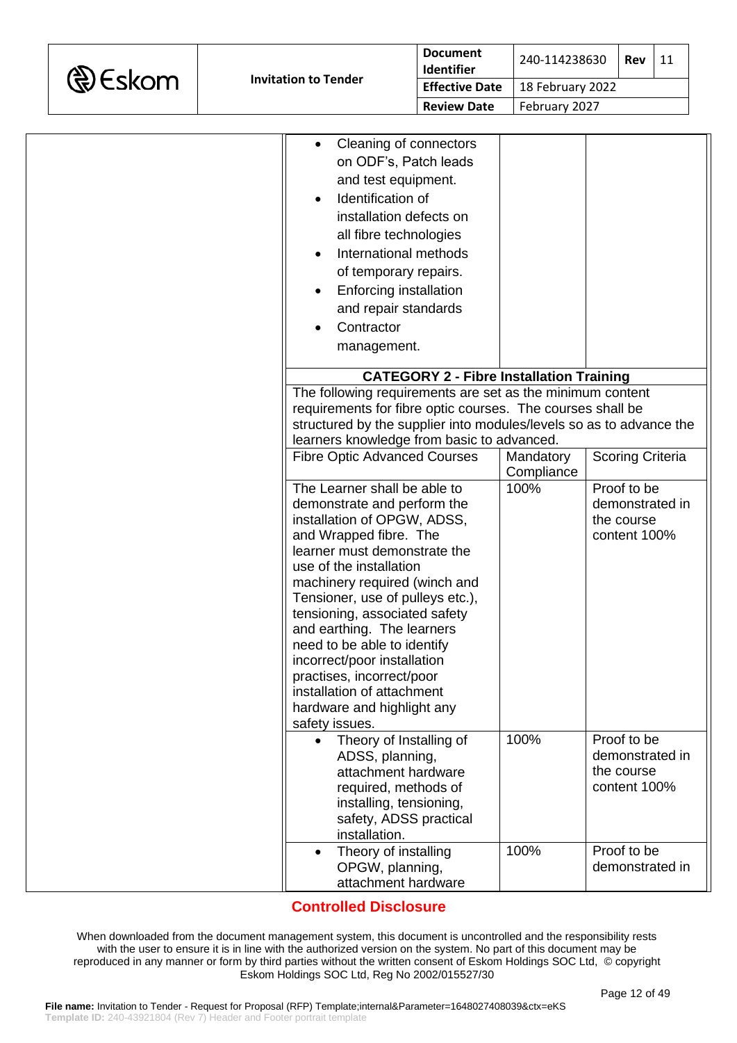| | | | |
|---|---|---|---|
| | • Cleaning of connectors on ODF's, Patch leads and test equipment.<br>• Identification of installation defects on all fibre technologies<br>• International methods of temporary repairs.<br>• Enforcing installation and repair standards<br>• Contractor management. | | |
| | **CATEGORY 2 - Fibre Installation Training** | | |
| | The following requirements are set as the minimum content requirements for fibre optic courses. The courses shall be structured by the supplier into modules/levels so as to advance the learners knowledge from basic to advanced. | | |
| | Fibre Optic Advanced Courses | Mandatory Compliance | Scoring Criteria |
| | The Learner shall be able to demonstrate and perform the installation of OPGW, ADSS, and Wrapped fibre. The learner must demonstrate the use of the installation machinery required (winch and Tensioner, use of pulleys etc.), tensioning, associated safety and earthing. The learners need to be able to identify incorrect/poor installation practises, incorrect/poor installation of attachment hardware and highlight any safety issues. | 100% | Proof to be demonstrated in the course content 100% |
| | • Theory of Installing of ADSS, planning, attachment hardware required, methods of installing, tensioning, safety, ADSS practical installation. | 100% | Proof to be demonstrated in the course content 100% |
| | • Theory of installing OPGW, planning, attachment hardware | 100% | Proof to be demonstrated in |

**Controlled Disclosure**

When downloaded from the document management system, this document is uncontrolled and the responsibility rests with the user to ensure it is in line with the authorized version on the system. No part of this document may be reproduced in any manner or form by third parties without the written consent of Eskom Holdings SOC Ltd, © copyright Eskom Holdings SOC Ltd, Reg No 2002/015527/30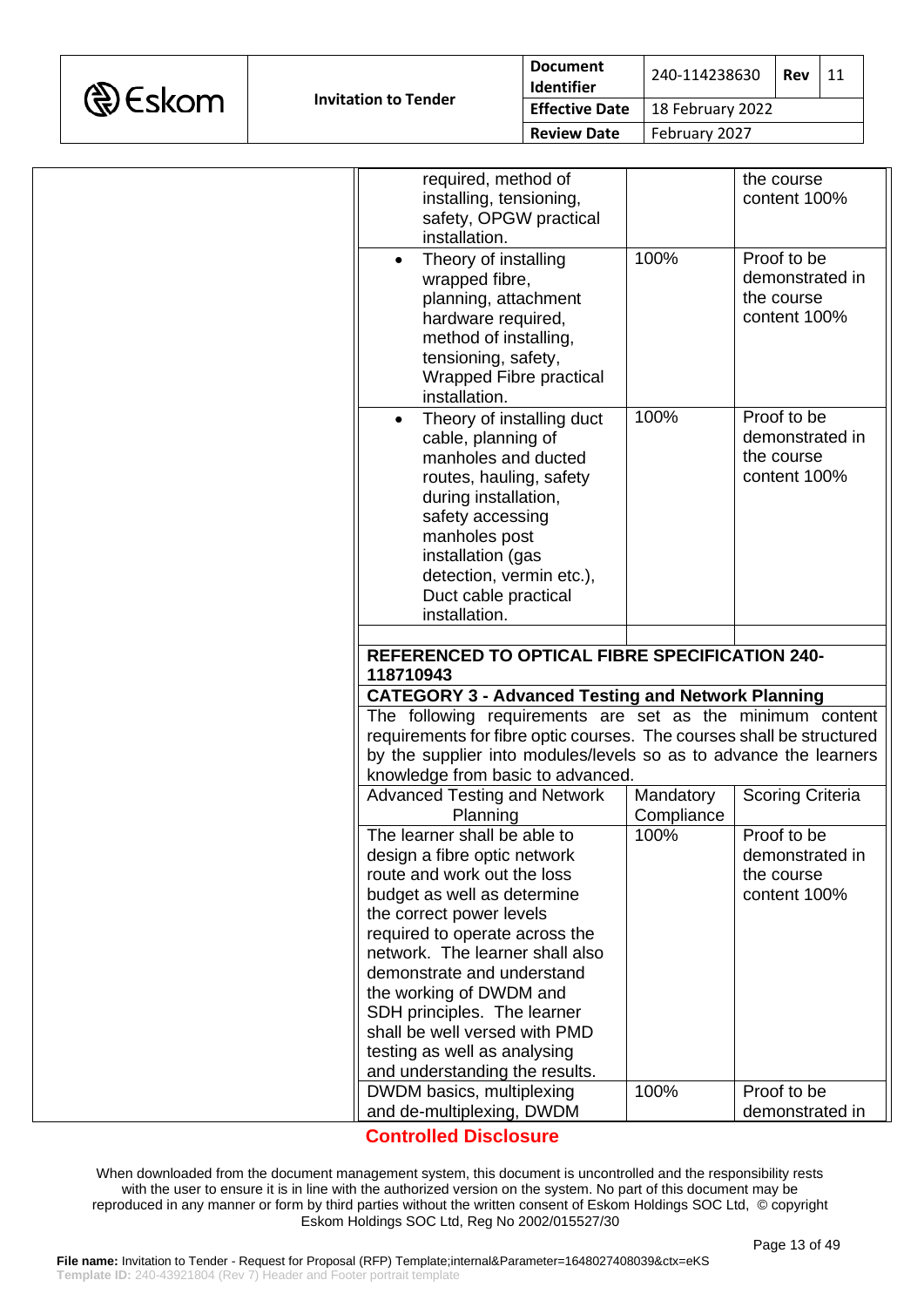| | | | |
|---|---|---|---|
| | required, method of installing, tensioning, safety, OPGW practical installation. | | the course content 100% |
| | • Theory of installing wrapped fibre, planning, attachment hardware required, method of installing, tensioning, safety, Wrapped Fibre practical installation. | 100% | Proof to be demonstrated in the course content 100% |
| | • Theory of installing duct cable, planning of manholes and ducted routes, hauling, safety during installation, safety accessing manholes post installation (gas detection, vermin etc.), Duct cable practical installation. | 100% | Proof to be demonstrated in the course content 100% |
| | | | |
| | **REFERENCED TO OPTICAL FIBRE SPECIFICATION 240-118710943** | | |
| | **CATEGORY 3 - Advanced Testing and Network Planning** | | |
| | The following requirements are set as the minimum content requirements for fibre optic courses. The courses shall be structured by the supplier into modules/levels so as to advance the learners knowledge from basic to advanced. | | |
| | Advanced Testing and Network Planning | Mandatory Compliance | Scoring Criteria |
| | The learner shall be able to design a fibre optic network route and work out the loss budget as well as determine the correct power levels required to operate across the network. The learner shall also demonstrate and understand the working of DWDM and SDH principles. The learner shall be well versed with PMD testing as well as analysing and understanding the results. | 100% | Proof to be demonstrated in the course content 100% |
| | DWDM basics, multiplexing and de-multiplexing, DWDM | 100% | Proof to be demonstrated in |

**Controlled Disclosure**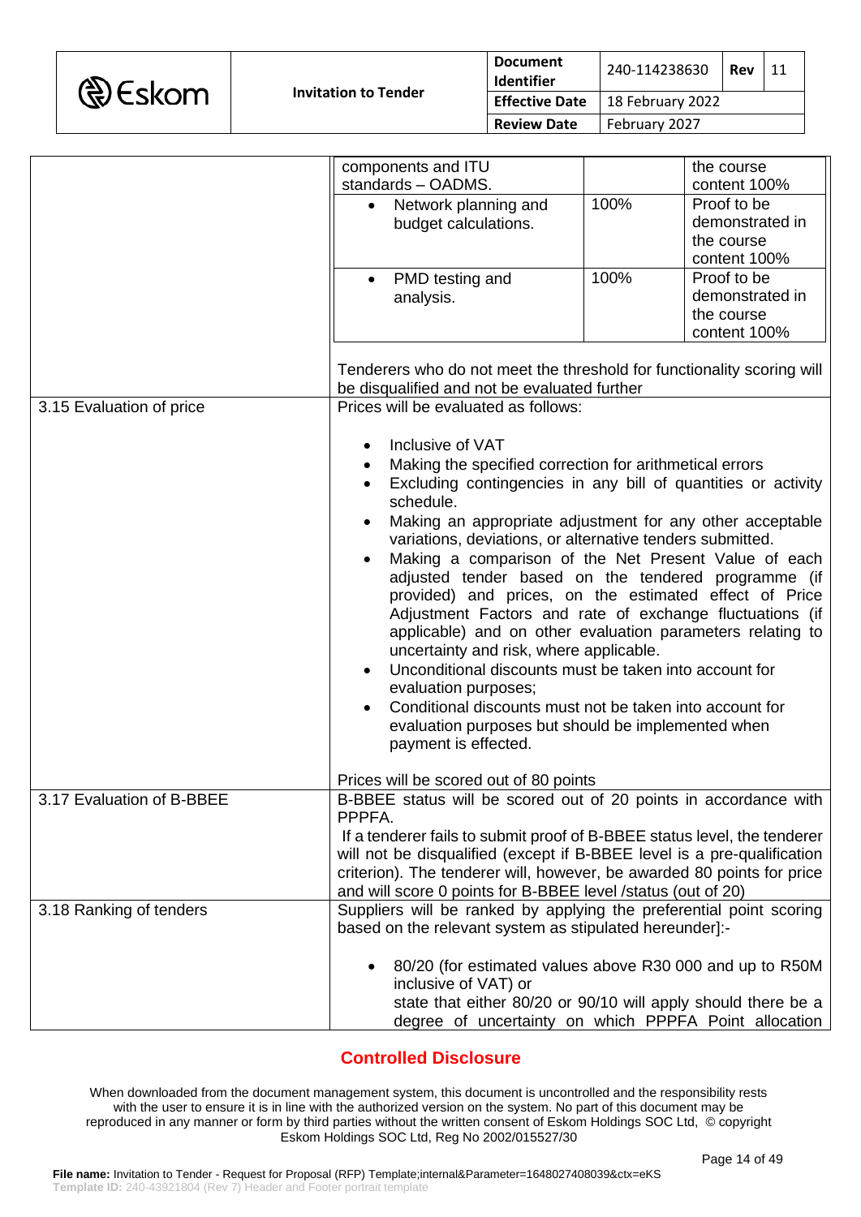| | | | |
|---|---|---|---|
| | components and ITU standards – OADMS. | | the course content 100% |
| | • Network planning and budget calculations. | 100% | Proof to be demonstrated in the course content 100% |
| | • PMD testing and analysis. | 100% | Proof to be demonstrated in the course content 100% |
| | Tenderers who do not meet the threshold for functionality scoring will be disqualified and not be evaluated further | | |
| 3.15 Evaluation of price | Prices will be evaluated as follows:<br><br>• Inclusive of VAT<br>• Making the specified correction for arithmetical errors<br>• Excluding contingencies in any bill of quantities or activity schedule.<br>• Making an appropriate adjustment for any other acceptable variations, deviations, or alternative tenders submitted.<br>• Making a comparison of the Net Present Value of each adjusted tender based on the tendered programme (if provided) and prices, on the estimated effect of Price Adjustment Factors and rate of exchange fluctuations (if applicable) and on other evaluation parameters relating to uncertainty and risk, where applicable.<br>• Unconditional discounts must be taken into account for evaluation purposes;<br>• Conditional discounts must not be taken into account for evaluation purposes but should be implemented when payment is effected.<br><br>Prices will be scored out of 80 points | | |
| 3.17 Evaluation of B-BBEE | B-BBEE status will be scored out of 20 points in accordance with PPPFA.<br>If a tenderer fails to submit proof of B-BBEE status level, the tenderer will not be disqualified (except if B-BBEE level is a pre-qualification criterion). The tenderer will, however, be awarded 80 points for price and will score 0 points for B-BBEE level /status (out of 20) | | |
| 3.18 Ranking of tenders | Suppliers will be ranked by applying the preferential point scoring based on the relevant system as stipulated hereunder]:-<br><br>• 80/20 (for estimated values above R30 000 and up to R50M inclusive of VAT) or<br>state that either 80/20 or 90/10 will apply should there be a degree of uncertainty on which PPPFA Point allocation | | |

**Controlled Disclosure**

When downloaded from the document management system, this document is uncontrolled and the responsibility rests with the user to ensure it is in line with the authorized version on the system. No part of this document may be reproduced in any manner or form by third parties without the written consent of Eskom Holdings SOC Ltd, © copyright Eskom Holdings SOC Ltd, Reg No 2002/015527/30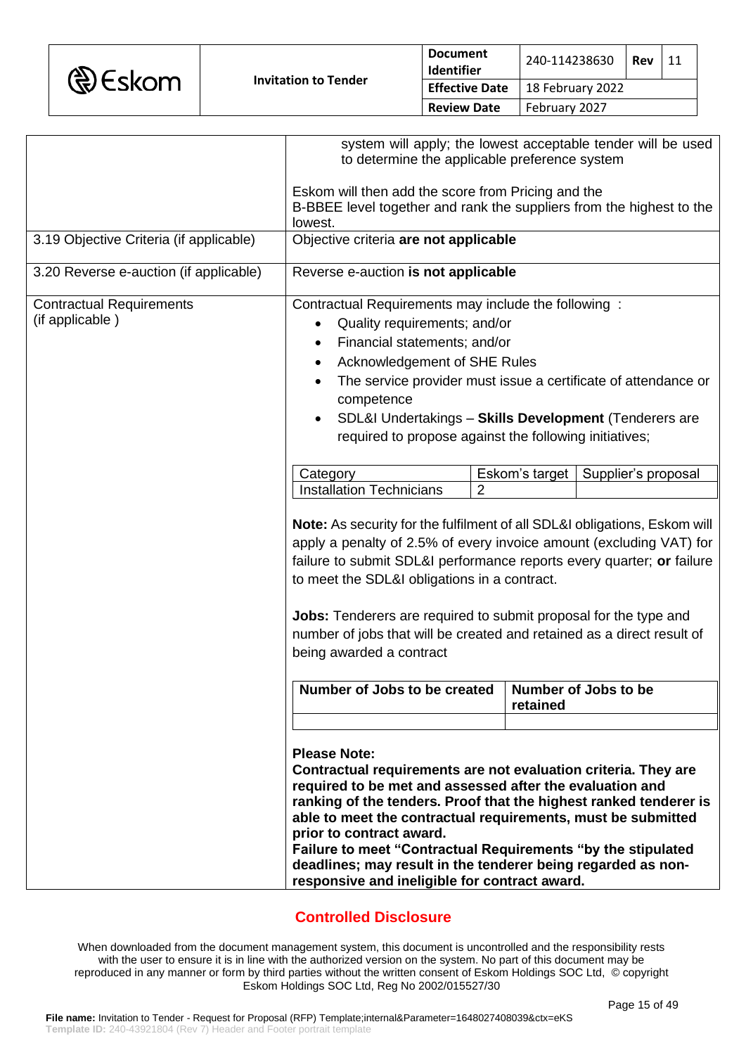| | |
|---|---|
| | system will apply; the lowest acceptable tender will be used to determine the applicable preference system<br><br>Eskom will then add the score from Pricing and the B-BBEE level together and rank the suppliers from the highest to the lowest. |
| 3.19 Objective Criteria (if applicable) | Objective criteria **are not applicable** |
| 3.20 Reverse e-auction (if applicable) | Reverse e-auction **is not applicable** |
| Contractual Requirements (if applicable ) | Contractual Requirements may include the following :<br>• Quality requirements; and/or<br>• Financial statements; and/or<br>• Acknowledgement of SHE Rules<br>• The service provider must issue a certificate of attendance or competence<br>• SDL&I Undertakings – **Skills Development** (Tenderers are required to propose against the following initiatives; |

| Category | Eskom's target | Supplier's proposal |
|---|---|---|
| Installation Technicians | 2 | |

**Note:** As security for the fulfilment of all SDL&I obligations, Eskom will apply a penalty of 2.5% of every invoice amount (excluding VAT) for failure to submit SDL&I performance reports every quarter; **or** failure to meet the SDL&I obligations in a contract.

**Jobs:** Tenderers are required to submit proposal for the type and number of jobs that will be created and retained as a direct result of being awarded a contract

| Number of Jobs to be created | Number of Jobs to be retained |
|---|---|
| | |

**Please Note:**
**Contractual requirements are not evaluation criteria. They are required to be met and assessed after the evaluation and ranking of the tenders. Proof that the highest ranked tenderer is able to meet the contractual requirements, must be submitted prior to contract award.**
**Failure to meet "Contractual Requirements "by the stipulated deadlines; may result in the tenderer being regarded as non-responsive and ineligible for contract award.**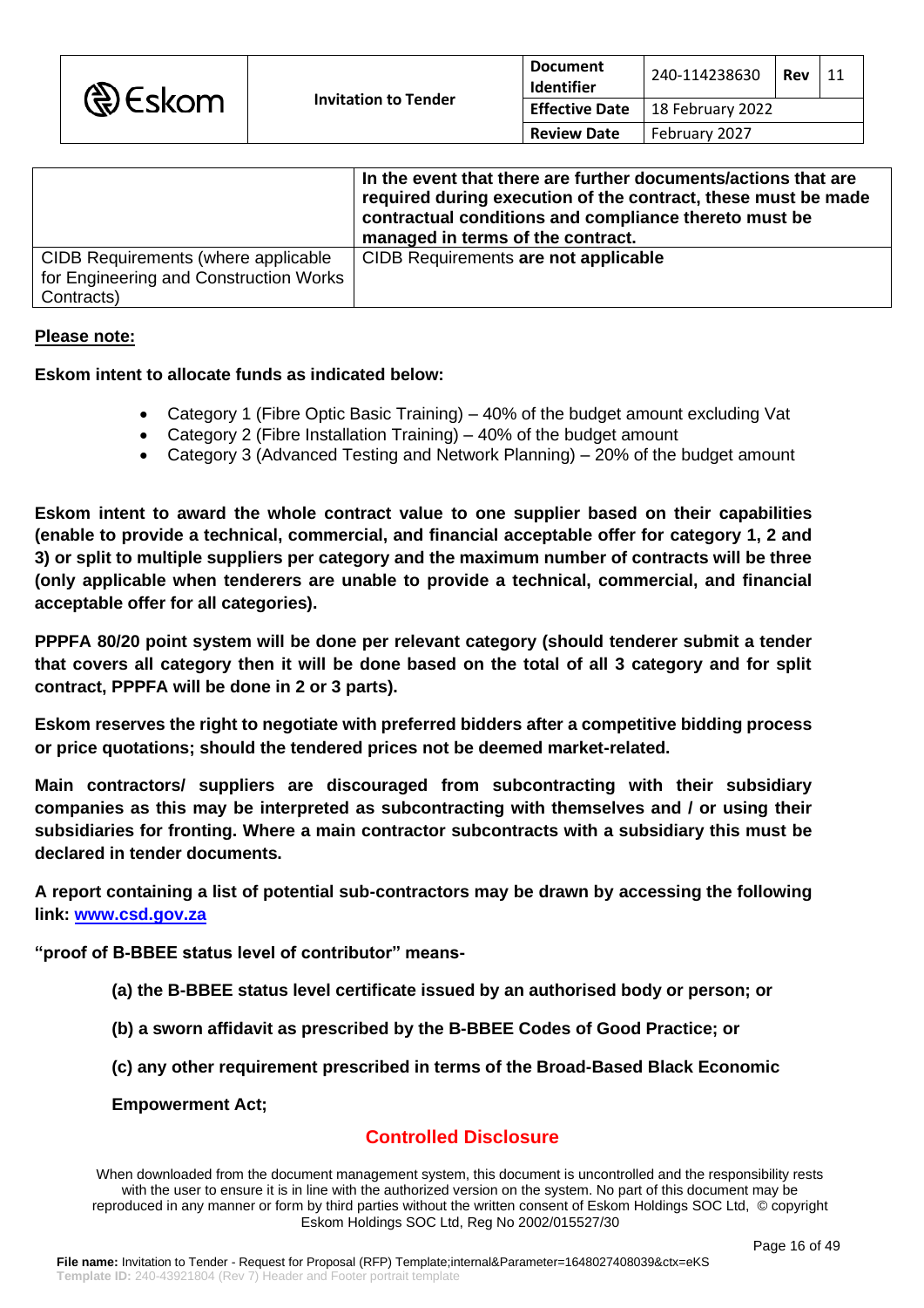| | |
|---|---|
| | **In the event that there are further documents/actions that are required during execution of the contract, these must be made contractual conditions and compliance thereto must be managed in terms of the contract.** |
| CIDB Requirements (where applicable for Engineering and Construction Works Contracts) | CIDB Requirements **are not applicable** |

**Please note:**

**Eskom intent to allocate funds as indicated below:**

- Category 1 (Fibre Optic Basic Training) – 40% of the budget amount excluding Vat
- Category 2 (Fibre Installation Training) – 40% of the budget amount
- Category 3 (Advanced Testing and Network Planning) – 20% of the budget amount

**Eskom intent to award the whole contract value to one supplier based on their capabilities (enable to provide a technical, commercial, and financial acceptable offer for category 1, 2 and 3) or split to multiple suppliers per category and the maximum number of contracts will be three (only applicable when tenderers are unable to provide a technical, commercial, and financial acceptable offer for all categories).**

**PPPFA 80/20 point system will be done per relevant category (should tenderer submit a tender that covers all category then it will be done based on the total of all 3 category and for split contract, PPPFA will be done in 2 or 3 parts).**

**Eskom reserves the right to negotiate with preferred bidders after a competitive bidding process or price quotations; should the tendered prices not be deemed market-related.**

**Main contractors/ suppliers are discouraged from subcontracting with their subsidiary companies as this may be interpreted as subcontracting with themselves and / or using their subsidiaries for fronting. Where a main contractor subcontracts with a subsidiary this must be declared in tender documents.**

**A report containing a list of potential sub-contractors may be drawn by accessing the following link: [www.csd.gov.za](www.csd.gov.za)**

**"proof of B-BBEE status level of contributor" means-**

**(a) the B-BBEE status level certificate issued by an authorised body or person; or**

**(b) a sworn affidavit as prescribed by the B-BBEE Codes of Good Practice; or**

**(c) any other requirement prescribed in terms of the Broad-Based Black Economic Empowerment Act;**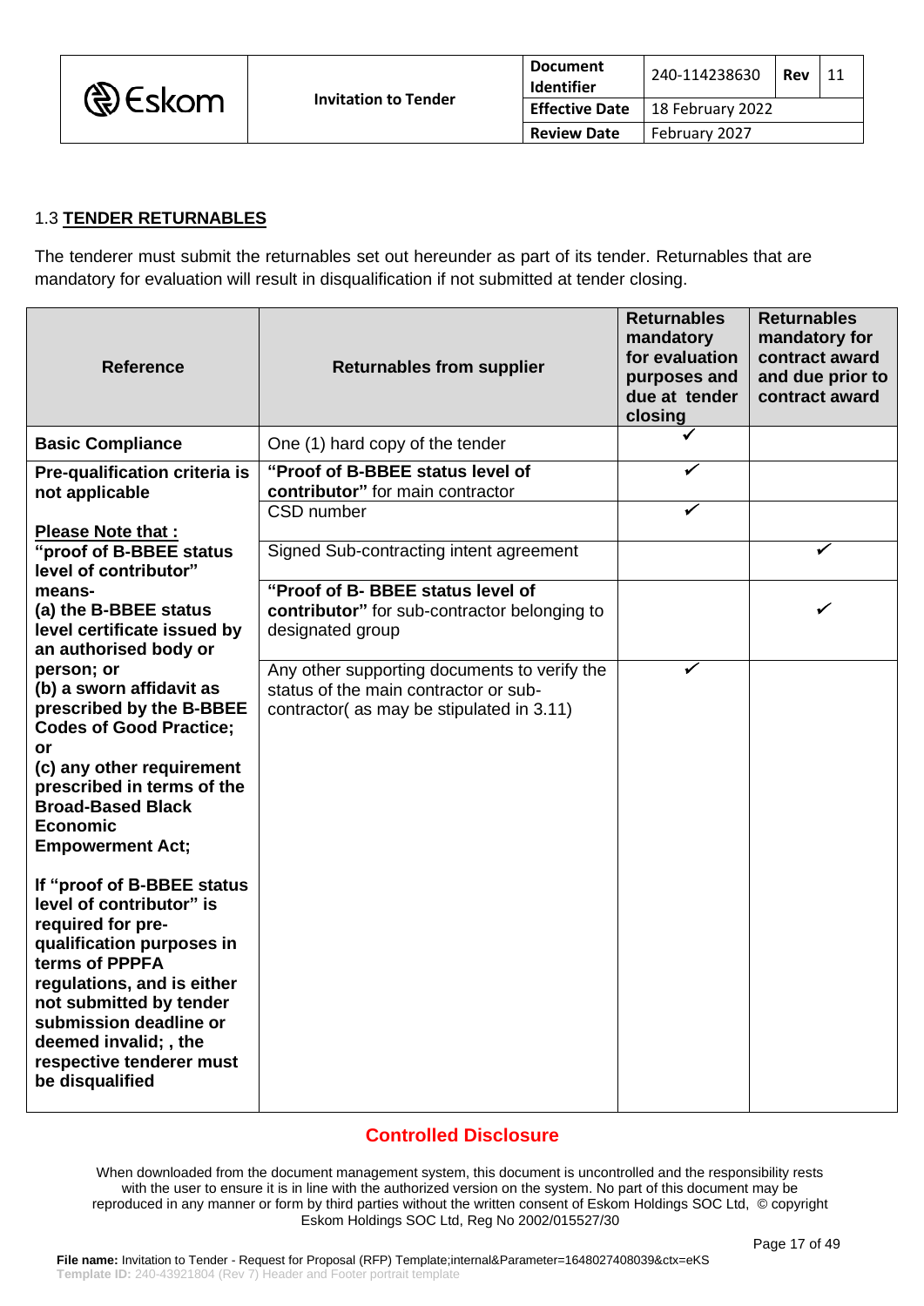### 1.3 **TENDER RETURNABLES**

The tenderer must submit the returnables set out hereunder as part of its tender. Returnables that are mandatory for evaluation will result in disqualification if not submitted at tender closing.

| Reference | Returnables from supplier | Returnables mandatory for evaluation purposes and due at tender closing | Returnables mandatory for contract award and due prior to contract award |
|---|---|---|---|
| **Basic Compliance** | One (1) hard copy of the tender | ✓ | |
| **Pre-qualification criteria is not applicable** | **"Proof of B-BBEE status level of contributor"** for main contractor | ✓ | |
| | CSD number | ✓ | |
| **Please Note that :** **"proof of B-BBEE status level of contributor" means- (a) the B-BBEE status level certificate issued by an authorised body or person; or (b) a sworn affidavit as prescribed by the B-BBEE Codes of Good Practice; or (c) any other requirement prescribed in terms of the Broad-Based Black Economic Empowerment Act;** | Signed Sub-contracting intent agreement | | ✓ |
| | **"Proof of B- BBEE status level of contributor"** for sub-contractor belonging to designated group | | ✓ |
| **If "proof of B-BBEE status level of contributor" is required for pre-qualification purposes in terms of PPPFA regulations, and is either not submitted by tender submission deadline or deemed invalid; , the respective tenderer must be disqualified** | Any other supporting documents to verify the status of the main contractor or sub-contractor( as may be stipulated in 3.11) | ✓ | |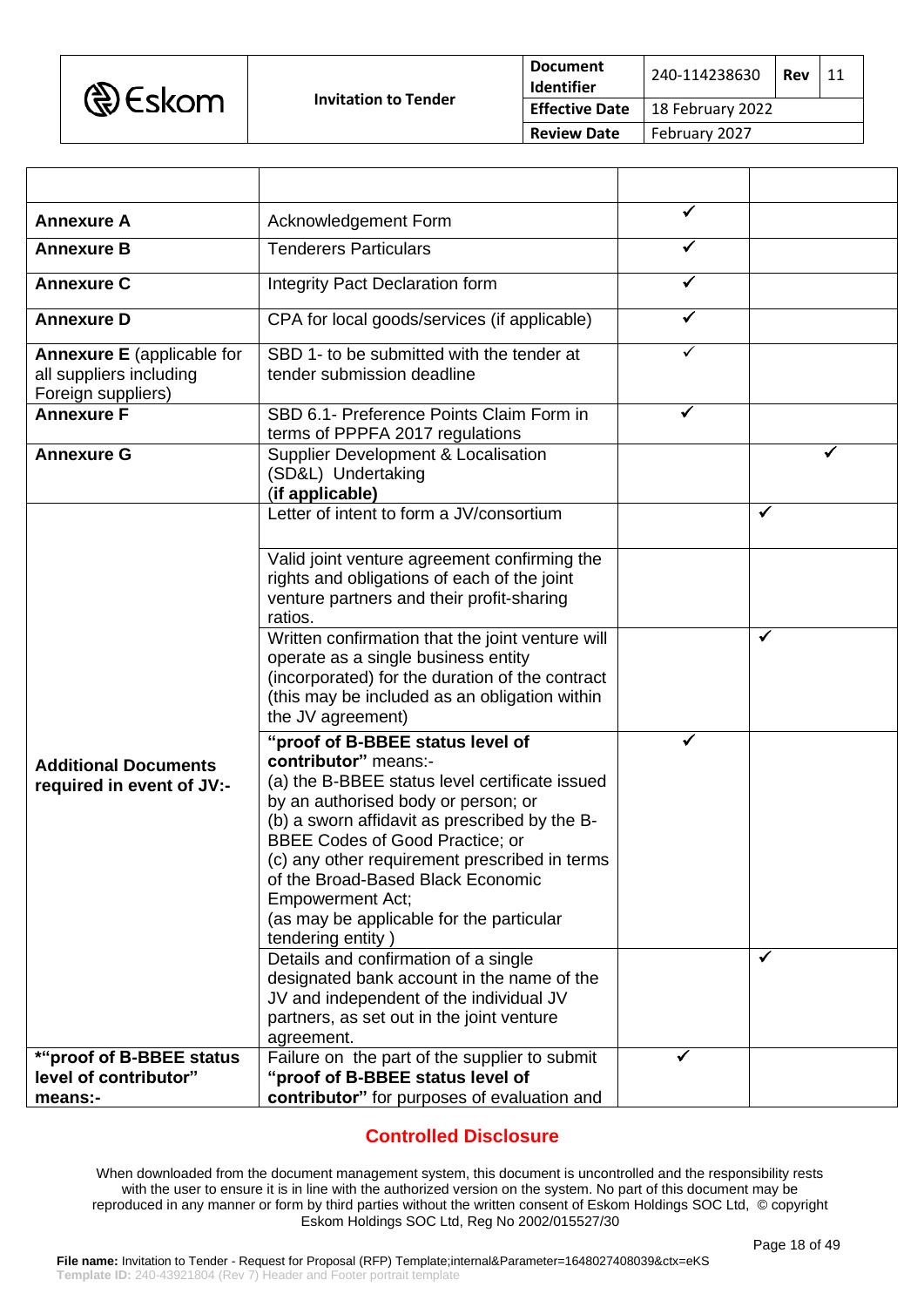| | | | |
|---|---|---|---|
| **Annexure A** | Acknowledgement Form | ✓ | |
| **Annexure B** | Tenderers Particulars | ✓ | |
| **Annexure C** | Integrity Pact Declaration form | ✓ | |
| **Annexure D** | CPA for local goods/services (if applicable) | ✓ | |
| **Annexure E** (applicable for all suppliers including Foreign suppliers) | SBD 1- to be submitted with the tender at tender submission deadline | ✓ | |
| **Annexure F** | SBD 6.1- Preference Points Claim Form in terms of PPPFA 2017 regulations | ✓ | |
| **Annexure G** | Supplier Development & Localisation (SD&L) Undertaking (**if applicable**) | | ✓ |
| **Additional Documents required in event of JV:-** | Letter of intent to form a JV/consortium | | ✓ |
| | Valid joint venture agreement confirming the rights and obligations of each of the joint venture partners and their profit-sharing ratios. | | |
| | Written confirmation that the joint venture will operate as a single business entity (incorporated) for the duration of the contract (this may be included as an obligation within the JV agreement) | | ✓ |
| | **"proof of B-BBEE status level of contributor"** means:- (a) the B-BBEE status level certificate issued by an authorised body or person; or (b) a sworn affidavit as prescribed by the B-BBEE Codes of Good Practice; or (c) any other requirement prescribed in terms of the Broad-Based Black Economic Empowerment Act; (as may be applicable for the particular tendering entity ) | ✓ | |
| | Details and confirmation of a single designated bank account in the name of the JV and independent of the individual JV partners, as set out in the joint venture agreement. | | ✓ |
| **\*"proof of B-BBEE status level of contributor" means:-** | Failure on the part of the supplier to submit **"proof of B-BBEE status level of contributor"** for purposes of evaluation and | ✓ | |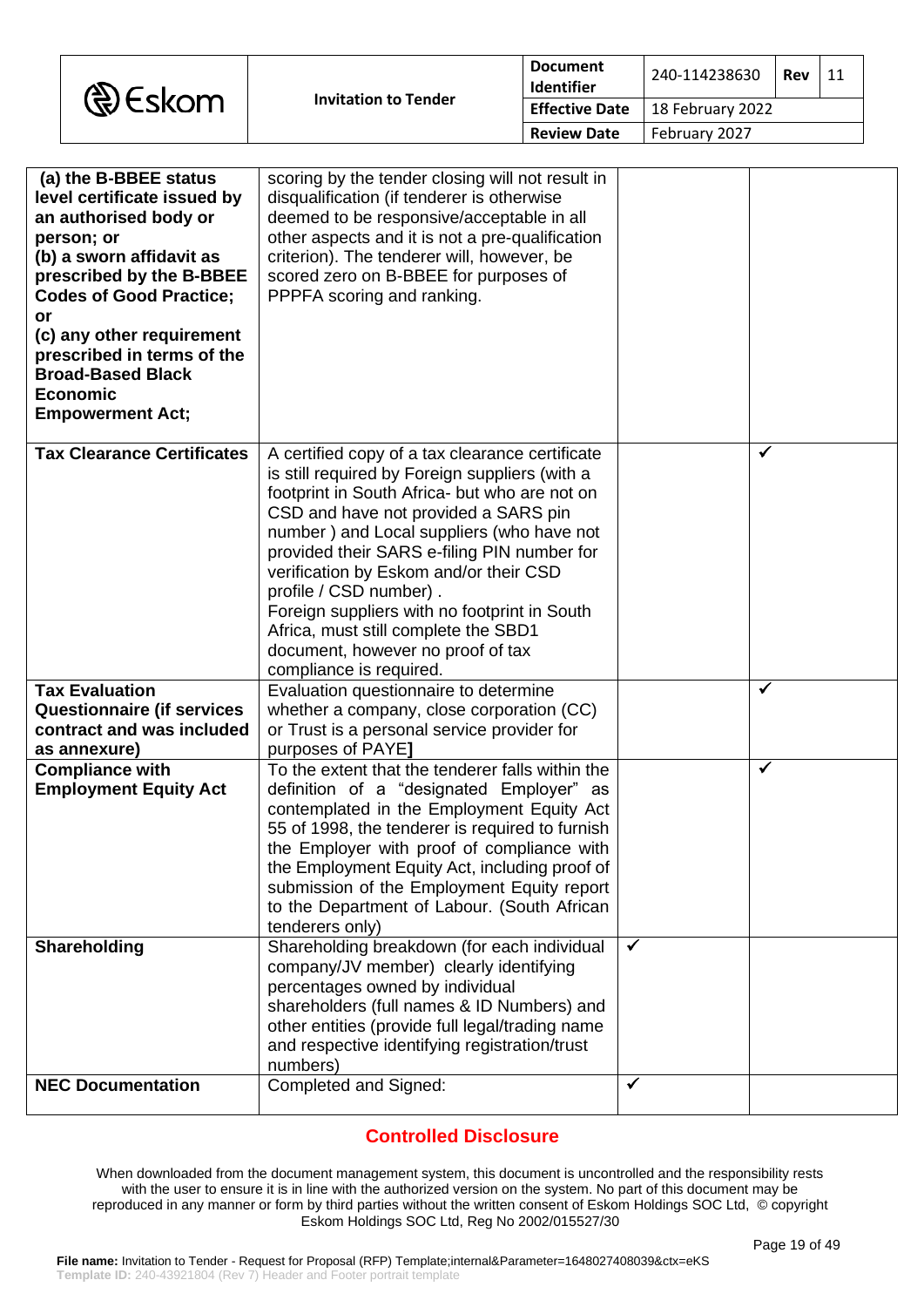| | | | |
|---|---|---|---|
| **(a) the B-BBEE status level certificate issued by an authorised body or person; or**<br>**(b) a sworn affidavit as prescribed by the B-BBEE Codes of Good Practice; or**<br>**(c) any other requirement prescribed in terms of the Broad-Based Black Economic Empowerment Act;** | scoring by the tender closing will not result in disqualification (if tenderer is otherwise deemed to be responsive/acceptable in all other aspects and it is not a pre-qualification criterion). The tenderer will, however, be scored zero on B-BBEE for purposes of PPPFA scoring and ranking. | | |
| **Tax Clearance Certificates** | A certified copy of a tax clearance certificate is still required by Foreign suppliers (with a footprint in South Africa- but who are not on CSD and have not provided a SARS pin number ) and Local suppliers (who have not provided their SARS e-filing PIN number for verification by Eskom and/or their CSD profile / CSD number) .<br>Foreign suppliers with no footprint in South Africa, must still complete the SBD1 document, however no proof of tax compliance is required. | | ✓ |
| **Tax Evaluation Questionnaire (if services contract and was included as annexure)** | Evaluation questionnaire to determine whether a company, close corporation (CC) or Trust is a personal service provider for purposes of PAYE**]** | | ✓ |
| **Compliance with Employment Equity Act** | To the extent that the tenderer falls within the definition of a "designated Employer" as contemplated in the Employment Equity Act 55 of 1998, the tenderer is required to furnish the Employer with proof of compliance with the Employment Equity Act, including proof of submission of the Employment Equity report to the Department of Labour. (South African tenderers only) | | ✓ |
| **Shareholding** | Shareholding breakdown (for each individual company/JV member) clearly identifying percentages owned by individual shareholders (full names & ID Numbers) and other entities (provide full legal/trading name and respective identifying registration/trust numbers) | ✓ | |
| **NEC Documentation** | Completed and Signed: | ✓ | |

**Controlled Disclosure**

When downloaded from the document management system, this document is uncontrolled and the responsibility rests with the user to ensure it is in line with the authorized version on the system. No part of this document may be reproduced in any manner or form by third parties without the written consent of Eskom Holdings SOC Ltd, © copyright Eskom Holdings SOC Ltd, Reg No 2002/015527/30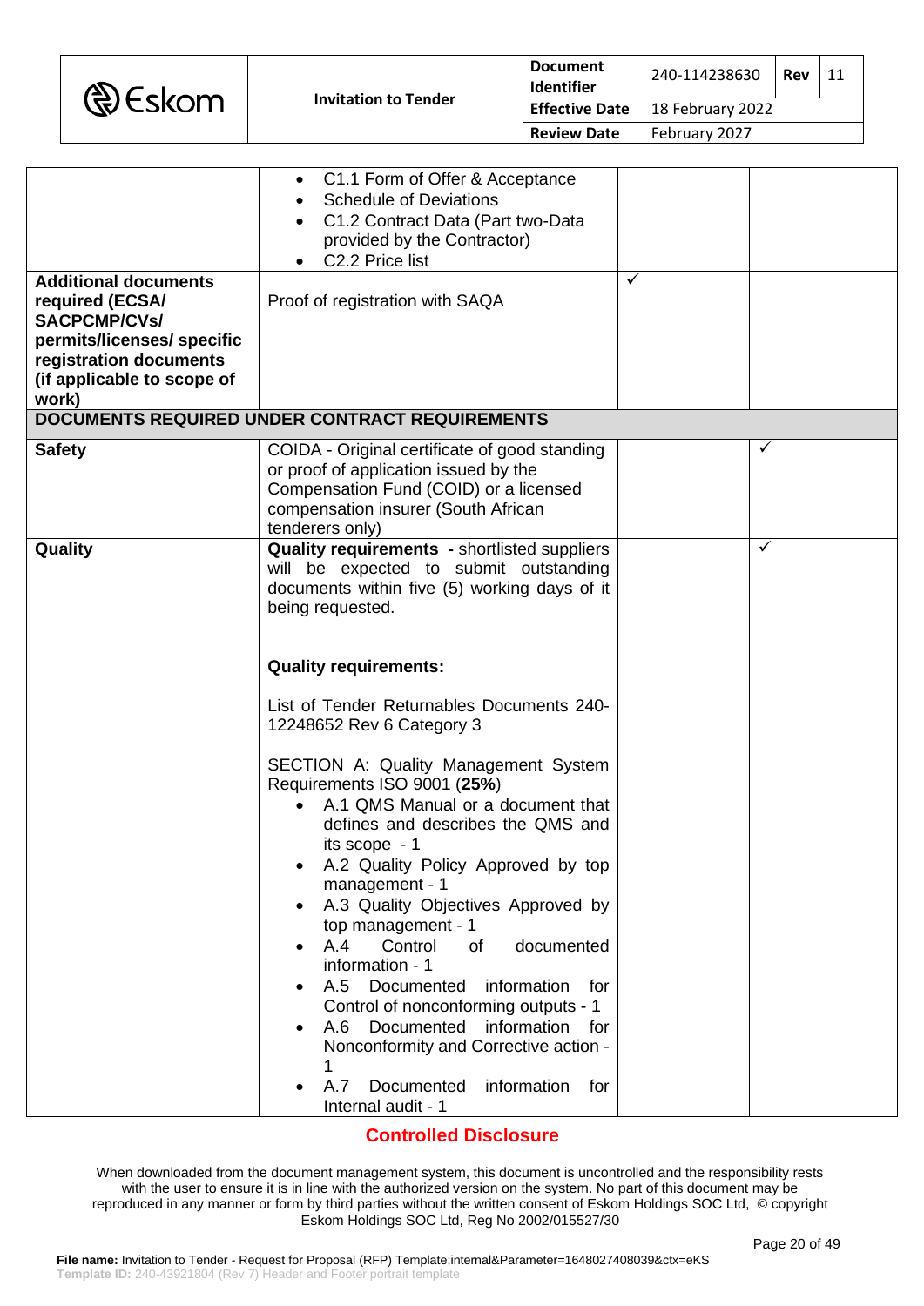| | | | |
|---|---|---|---|
| | • C1.1 Form of Offer & Acceptance<br>• Schedule of Deviations<br>• C1.2 Contract Data (Part two-Data provided by the Contractor)<br>• C2.2 Price list | | |
| **Additional documents required (ECSA/ SACPCMP/CVs/ permits/licenses/ specific registration documents (if applicable to scope of work)** | Proof of registration with SAQA | ✓ | |
| **DOCUMENTS REQUIRED UNDER CONTRACT REQUIREMENTS** | | | |
| **Safety** | COIDA - Original certificate of good standing or proof of application issued by the Compensation Fund (COID) or a licensed compensation insurer (South African tenderers only) | | ✓ |
| **Quality** | **Quality requirements -** shortlisted suppliers will be expected to submit outstanding documents within five (5) working days of it being requested.<br><br>**Quality requirements:**<br><br>List of Tender Returnables Documents 240-12248652 Rev 6 Category 3<br><br>SECTION A: Quality Management System Requirements ISO 9001 (**25%**)<br>• A.1 QMS Manual or a document that defines and describes the QMS and its scope - 1<br>• A.2 Quality Policy Approved by top management - 1<br>• A.3 Quality Objectives Approved by top management - 1<br>• A.4 Control of documented information - 1<br>• A.5 Documented information for Control of nonconforming outputs - 1<br>• A.6 Documented information for Nonconformity and Corrective action - 1<br>• A.7 Documented information for Internal audit - 1 | | ✓ |

**Controlled Disclosure**

When downloaded from the document management system, this document is uncontrolled and the responsibility rests with the user to ensure it is in line with the authorized version on the system. No part of this document may be reproduced in any manner or form by third parties without the written consent of Eskom Holdings SOC Ltd, © copyright Eskom Holdings SOC Ltd, Reg No 2002/015527/30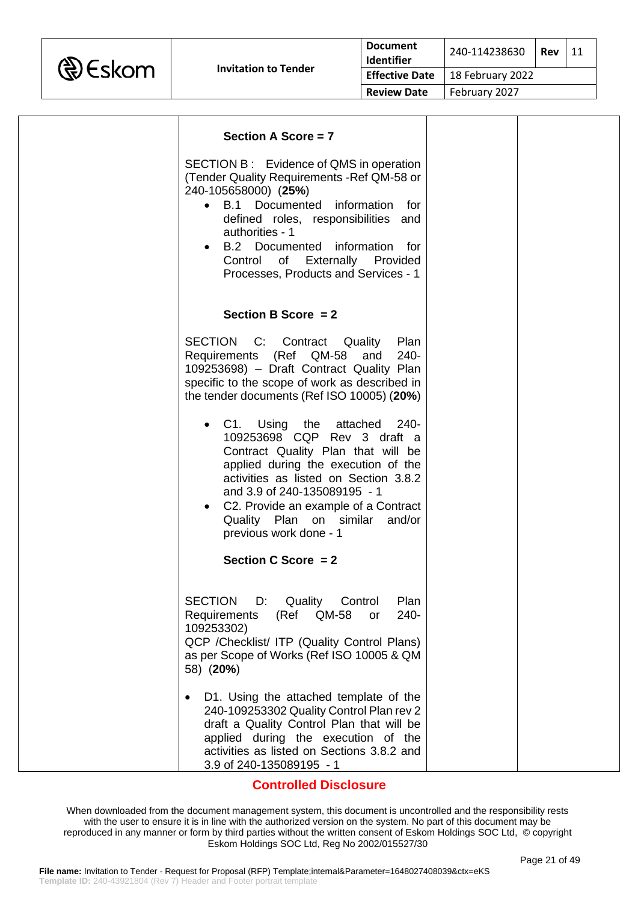| | | | |
|---|---|---|---|
| | **Section A Score = 7**<br><br>SECTION B : Evidence of QMS in operation (Tender Quality Requirements -Ref QM-58 or 240-105658000) (**25%**)<br>• B.1 Documented information for defined roles, responsibilities and authorities - 1<br>• B.2 Documented information for Control of Externally Provided Processes, Products and Services - 1<br><br>**Section B Score = 2**<br><br>SECTION C: Contract Quality Plan Requirements (Ref QM-58 and 240-109253698) – Draft Contract Quality Plan specific to the scope of work as described in the tender documents (Ref ISO 10005) (**20%**)<br><br>• C1. Using the attached 240-109253698 CQP Rev 3 draft a Contract Quality Plan that will be applied during the execution of the activities as listed on Section 3.8.2 and 3.9 of 240-135089195 - 1<br>• C2. Provide an example of a Contract Quality Plan on similar and/or previous work done - 1<br><br>**Section C Score = 2**<br><br>SECTION D: Quality Control Plan Requirements (Ref QM-58 or 240-109253302)<br>QCP /Checklist/ ITP (Quality Control Plans) as per Scope of Works (Ref ISO 10005 & QM 58) (**20%**)<br><br>• D1. Using the attached template of the 240-109253302 Quality Control Plan rev 2 draft a Quality Control Plan that will be applied during the execution of the activities as listed on Sections 3.8.2 and 3.9 of 240-135089195 - 1 | | |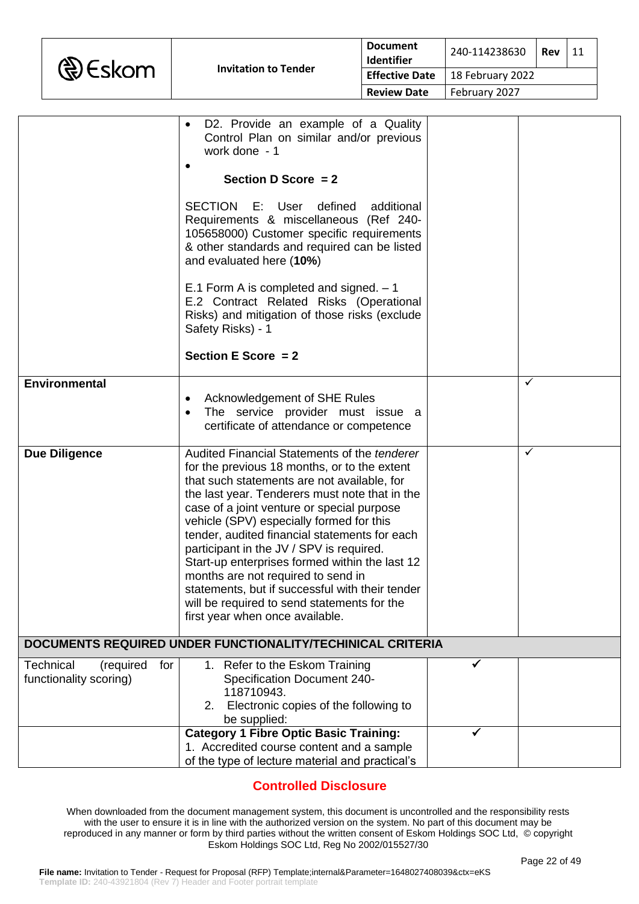| | | | |
|---|---|---|---|
| | • D2. Provide an example of a Quality Control Plan on similar and/or previous work done - 1<br>•<br>**Section D Score = 2**<br><br>SECTION E: User defined additional Requirements & miscellaneous (Ref 240-105658000) Customer specific requirements & other standards and required can be listed and evaluated here (**10%**)<br><br>E.1 Form A is completed and signed. – 1<br>E.2 Contract Related Risks (Operational Risks) and mitigation of those risks (exclude Safety Risks) - 1<br><br>**Section E Score = 2** | | |
| **Environmental** | • Acknowledgement of SHE Rules<br>• The service provider must issue a certificate of attendance or competence | | ✓ |
| **Due Diligence** | Audited Financial Statements of the *tenderer* for the previous 18 months, or to the extent that such statements are not available, for the last year. Tenderers must note that in the case of a joint venture or special purpose vehicle (SPV) especially formed for this tender, audited financial statements for each participant in the JV / SPV is required. Start-up enterprises formed within the last 12 months are not required to send in statements, but if successful with their tender will be required to send statements for the first year when once available. | | ✓ |
| **DOCUMENTS REQUIRED UNDER FUNCTIONALITY/TECHINICAL CRITERIA** | | | |
| Technical (required for functionality scoring) | 1. Refer to the Eskom Training Specification Document 240-118710943.<br>2. Electronic copies of the following to be supplied: | ✓ | |
| | **Category 1 Fibre Optic Basic Training:**<br>1. Accredited course content and a sample of the type of lecture material and practical's | ✓ | |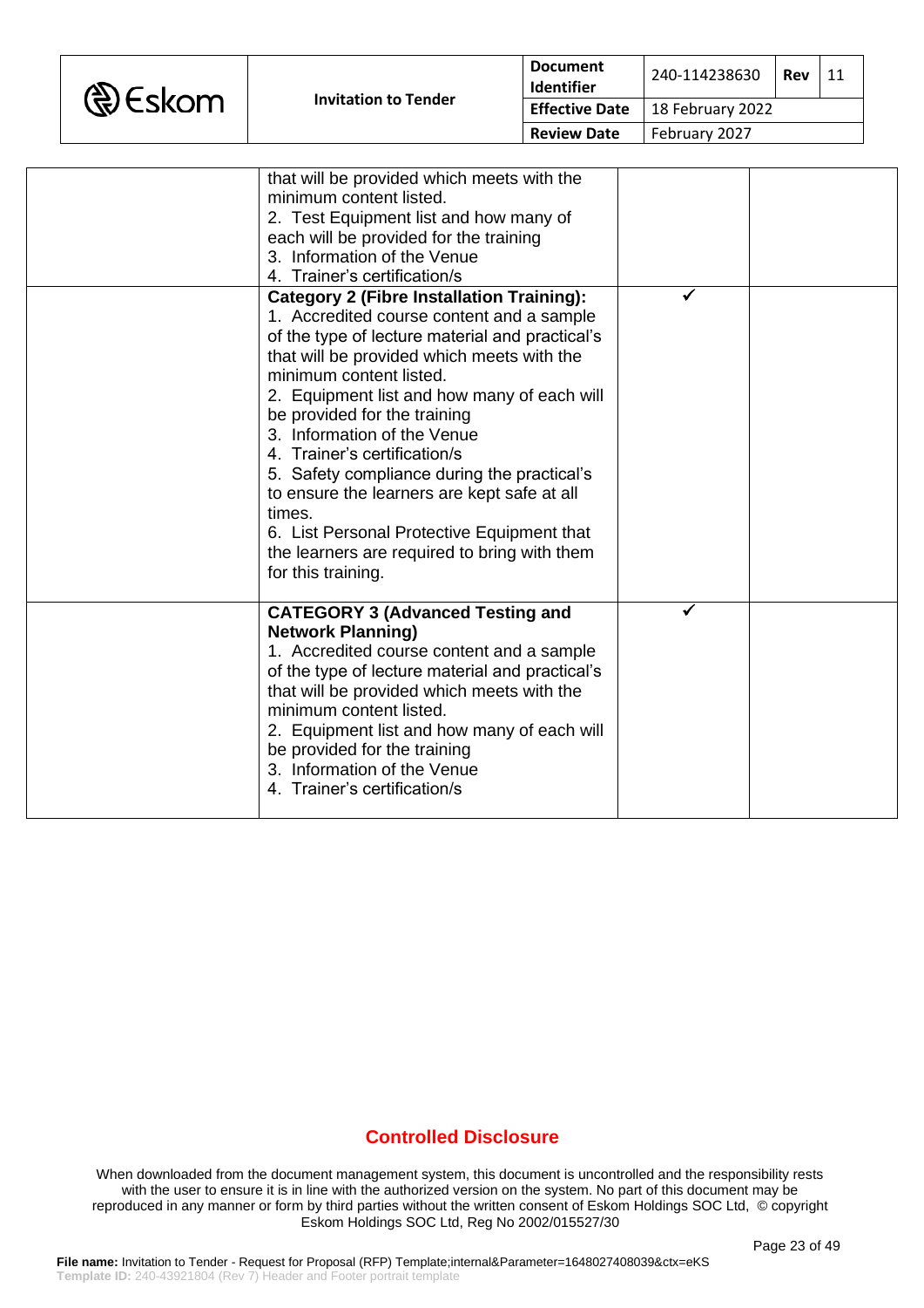| | | | |
|---|---|---|---|
| | that will be provided which meets with the minimum content listed.<br>2. Test Equipment list and how many of each will be provided for the training<br>3. Information of the Venue<br>4. Trainer's certification/s | | |
| | **Category 2 (Fibre Installation Training):**<br>1. Accredited course content and a sample of the type of lecture material and practical's that will be provided which meets with the minimum content listed.<br>2. Equipment list and how many of each will be provided for the training<br>3. Information of the Venue<br>4. Trainer's certification/s<br>5. Safety compliance during the practical's to ensure the learners are kept safe at all times.<br>6. List Personal Protective Equipment that the learners are required to bring with them for this training. | ✓ | |
| | **CATEGORY 3 (Advanced Testing and Network Planning)**<br>1. Accredited course content and a sample of the type of lecture material and practical's that will be provided which meets with the minimum content listed.<br>2. Equipment list and how many of each will be provided for the training<br>3. Information of the Venue<br>4. Trainer's certification/s | ✓ | |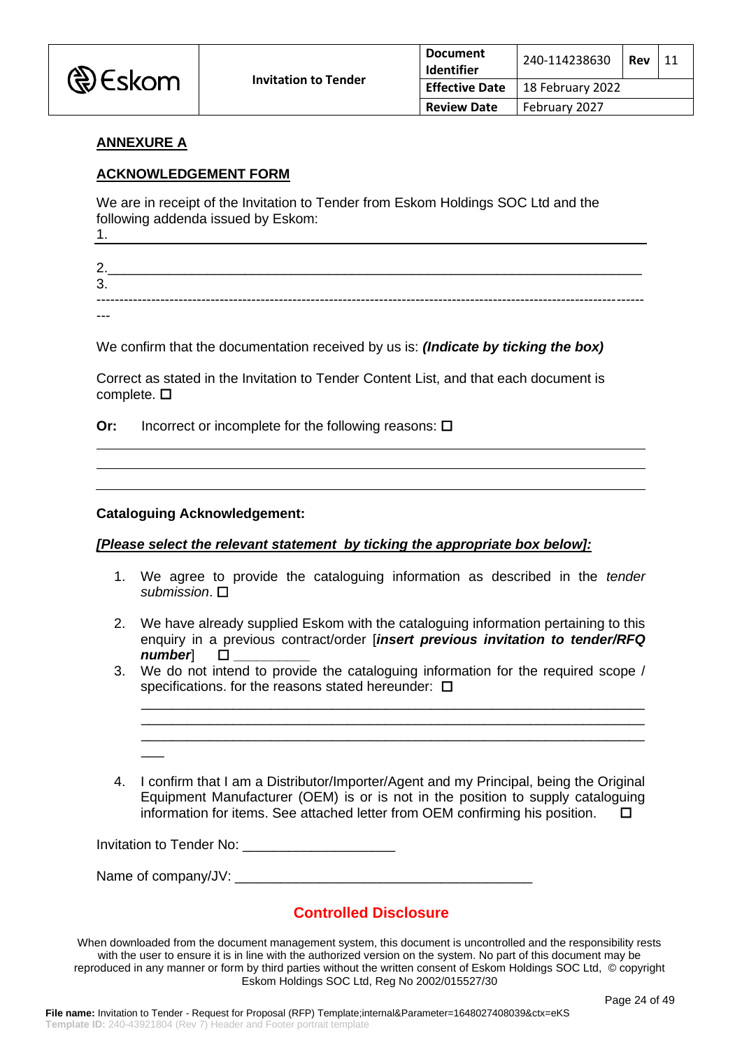**ANNEXURE A**

**ACKNOWLEDGEMENT FORM**

We are in receipt of the Invitation to Tender from Eskom Holdings SOC Ltd and the following addenda issued by Eskom:

1. ____________________________________________________________

2. ____________________________________________________________

3. ____________________________________________________________

We confirm that the documentation received by us is: ***(Indicate by ticking the box)***

Correct as stated in the Invitation to Tender Content List, and that each document is complete. ☐

**Or:** Incorrect or incomplete for the following reasons: ☐

____________________________________________________________

____________________________________________________________

____________________________________________________________

**Cataloguing Acknowledgement:**

***[Please select the relevant statement by ticking the appropriate box below]:***

1. We agree to provide the cataloguing information as described in the *tender submission*. ☐
2. We have already supplied Eskom with the cataloguing information pertaining to this enquiry in a previous contract/order [***insert previous invitation to tender/RFQ number***] ☐ __________
3. We do not intend to provide the cataloguing information for the required scope / specifications. for the reasons stated hereunder: ☐

   ____________________________________________________________

   ____________________________________________________________

   ____________________________________________________________

4. I confirm that I am a Distributor/Importer/Agent and my Principal, being the Original Equipment Manufacturer (OEM) is or is not in the position to supply cataloguing information for items. See attached letter from OEM confirming his position. ☐

Invitation to Tender No: ____________________

Name of company/JV: ________________________________________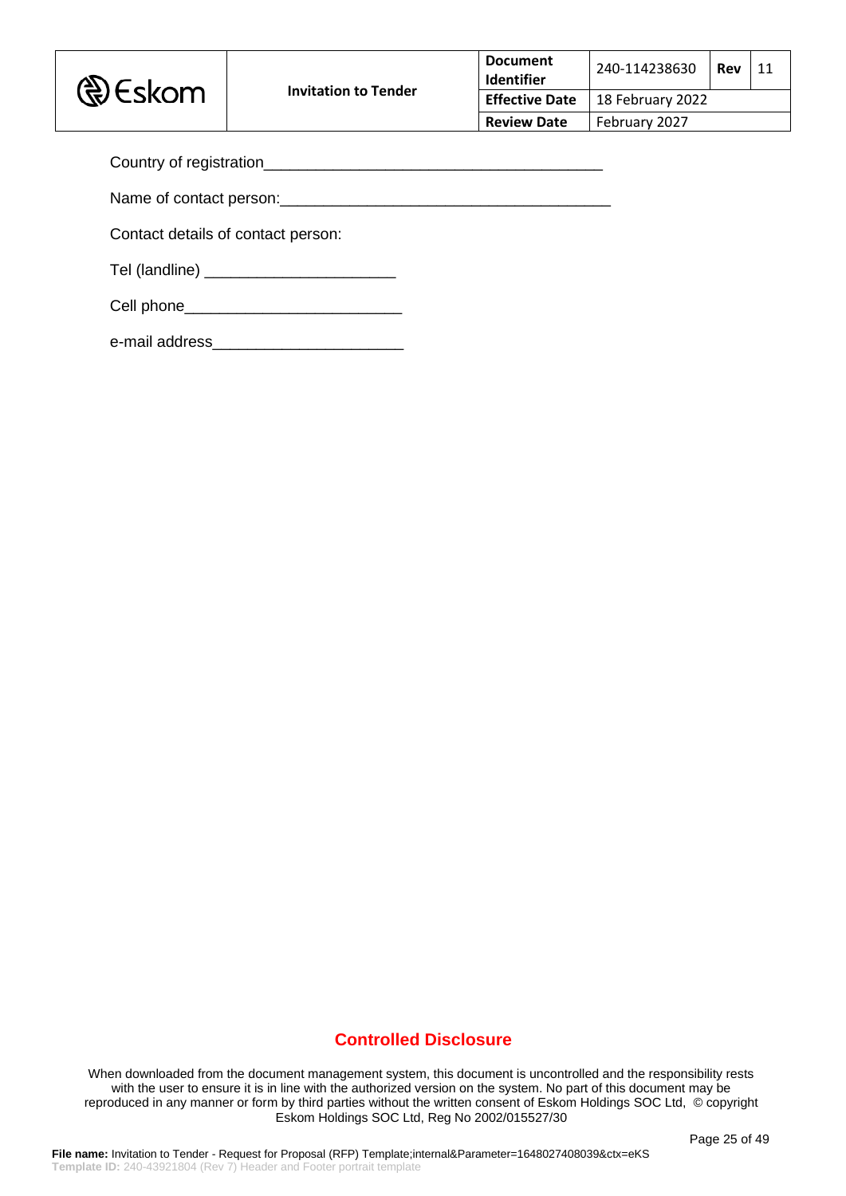Country of registration_______________________________________

Name of contact person:_______________________________________

Contact details of contact person:

Tel (landline) ______________________

Cell phone_________________________

e-mail address______________________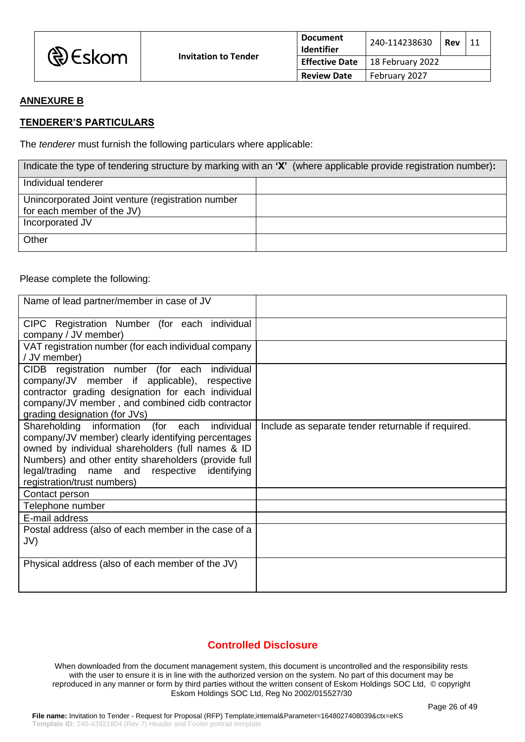**ANNEXURE B**

**TENDERER'S PARTICULARS**

The *tenderer* must furnish the following particulars where applicable:

| Indicate the type of tendering structure by marking with an **'X'** (where applicable provide registration number)**:** | |
|---|---|
| Individual tenderer | |
| Unincorporated Joint venture (registration number for each member of the JV) | |
| Incorporated JV | |
| Other | |

Please complete the following:

| | |
|---|---|
| Name of lead partner/member in case of JV | |
| CIPC Registration Number (for each individual company / JV member) | |
| VAT registration number (for each individual company / JV member) | |
| CIDB registration number (for each individual company/JV member if applicable), respective contractor grading designation for each individual company/JV member , and combined cidb contractor grading designation (for JVs) | |
| Shareholding information (for each individual company/JV member) clearly identifying percentages owned by individual shareholders (full names & ID Numbers) and other entity shareholders (provide full legal/trading name and respective identifying registration/trust numbers) | Include as separate tender returnable if required. |
| Contact person | |
| Telephone number | |
| E-mail address | |
| Postal address (also of each member in the case of a JV) | |
| Physical address (also of each member of the JV) | |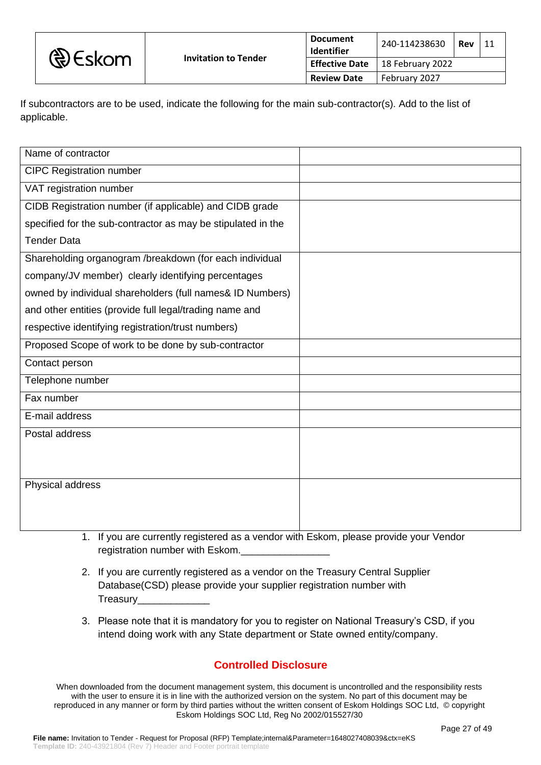If subcontractors are to be used, indicate the following for the main sub-contractor(s). Add to the list of applicable.

| Name of contractor | |
|---|---|
| CIPC Registration number | |
| VAT registration number | |
| CIDB Registration number (if applicable) and CIDB grade specified for the sub-contractor as may be stipulated in the Tender Data | |
| Shareholding organogram /breakdown (for each individual company/JV member) clearly identifying percentages owned by individual shareholders (full names& ID Numbers) and other entities (provide full legal/trading name and respective identifying registration/trust numbers) | |
| Proposed Scope of work to be done by sub-contractor | |
| Contact person | |
| Telephone number | |
| Fax number | |
| E-mail address | |
| Postal address | |
| Physical address | |

1. If you are currently registered as a vendor with Eskom, please provide your Vendor registration number with Eskom.________________
2. If you are currently registered as a vendor on the Treasury Central Supplier Database(CSD) please provide your supplier registration number with Treasury_____________
3. Please note that it is mandatory for you to register on National Treasury's CSD, if you intend doing work with any State department or State owned entity/company.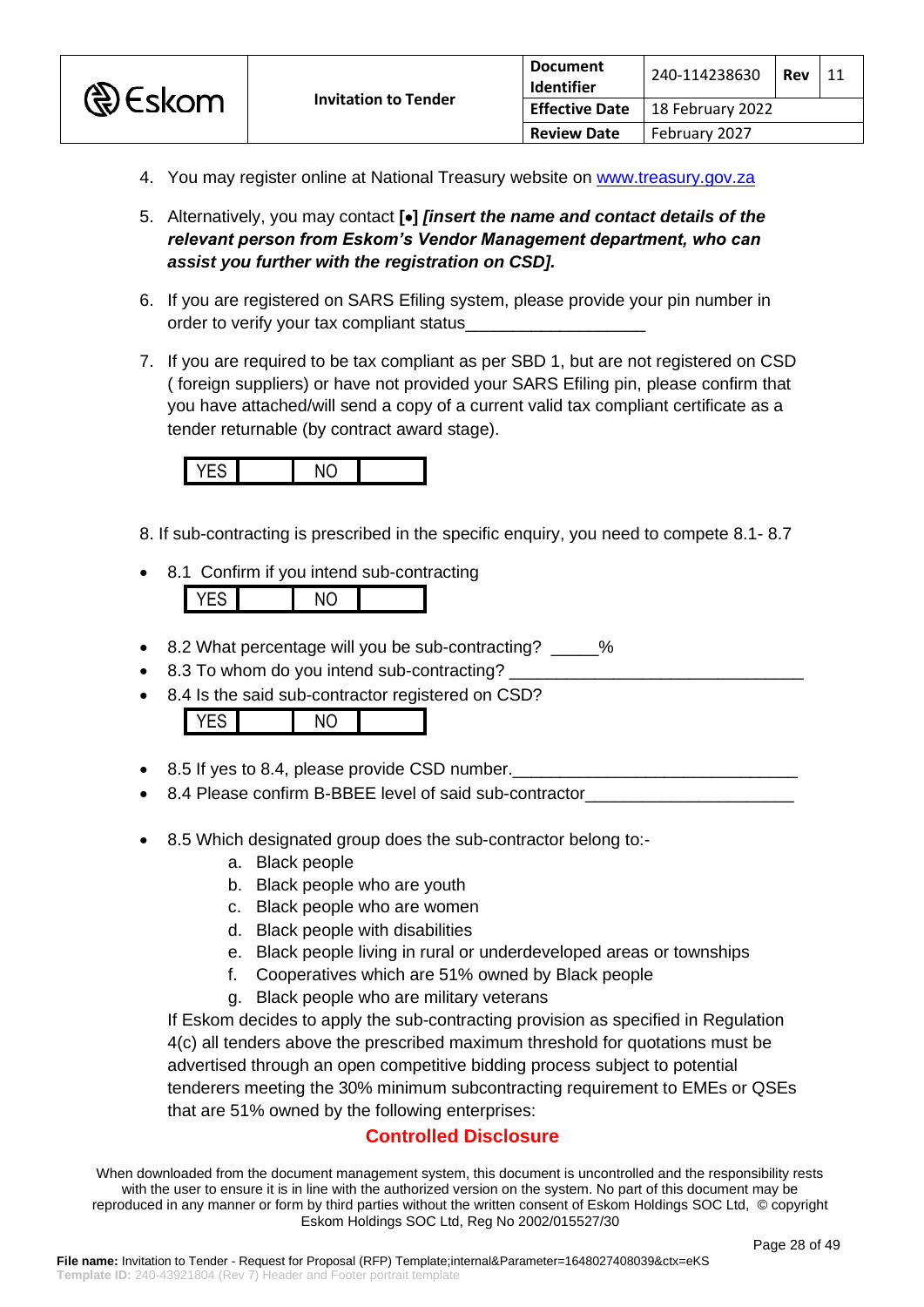4. You may register online at National Treasury website on www.treasury.gov.za
5. Alternatively, you may contact **[•]** ***[insert the name and contact details of the relevant person from Eskom's Vendor Management department, who can assist you further with the registration on CSD].***
6. If you are registered on SARS Efiling system, please provide your pin number in order to verify your tax compliant status___________________
7. If you are required to be tax compliant as per SBD 1, but are not registered on CSD ( foreign suppliers) or have not provided your SARS Efiling pin, please confirm that you have attached/will send a copy of a current valid tax compliant certificate as a tender returnable (by contract award stage).

| YES | | NO | |
|---|---|---|---|

8. If sub-contracting is prescribed in the specific enquiry, you need to compete 8.1- 8.7

- 8.1 Confirm if you intend sub-contracting

| YES | | NO | |
|---|---|---|---|

- 8.2 What percentage will you be sub-contracting? _____%
- 8.3 To whom do you intend sub-contracting? _______________________________
- 8.4 Is the said sub-contractor registered on CSD?

| YES | | NO | |
|---|---|---|---|

- 8.5 If yes to 8.4, please provide CSD number.______________________________
- 8.4 Please confirm B-BBEE level of said sub-contractor_____________________
- 8.5 Which designated group does the sub-contractor belong to:-
  a. Black people
  b. Black people who are youth
  c. Black people who are women
  d. Black people with disabilities
  e. Black people living in rural or underdeveloped areas or townships
  f. Cooperatives which are 51% owned by Black people
  g. Black people who are military veterans

  If Eskom decides to apply the sub-contracting provision as specified in Regulation 4(c) all tenders above the prescribed maximum threshold for quotations must be advertised through an open competitive bidding process subject to potential tenderers meeting the 30% minimum subcontracting requirement to EMEs or QSEs that are 51% owned by the following enterprises: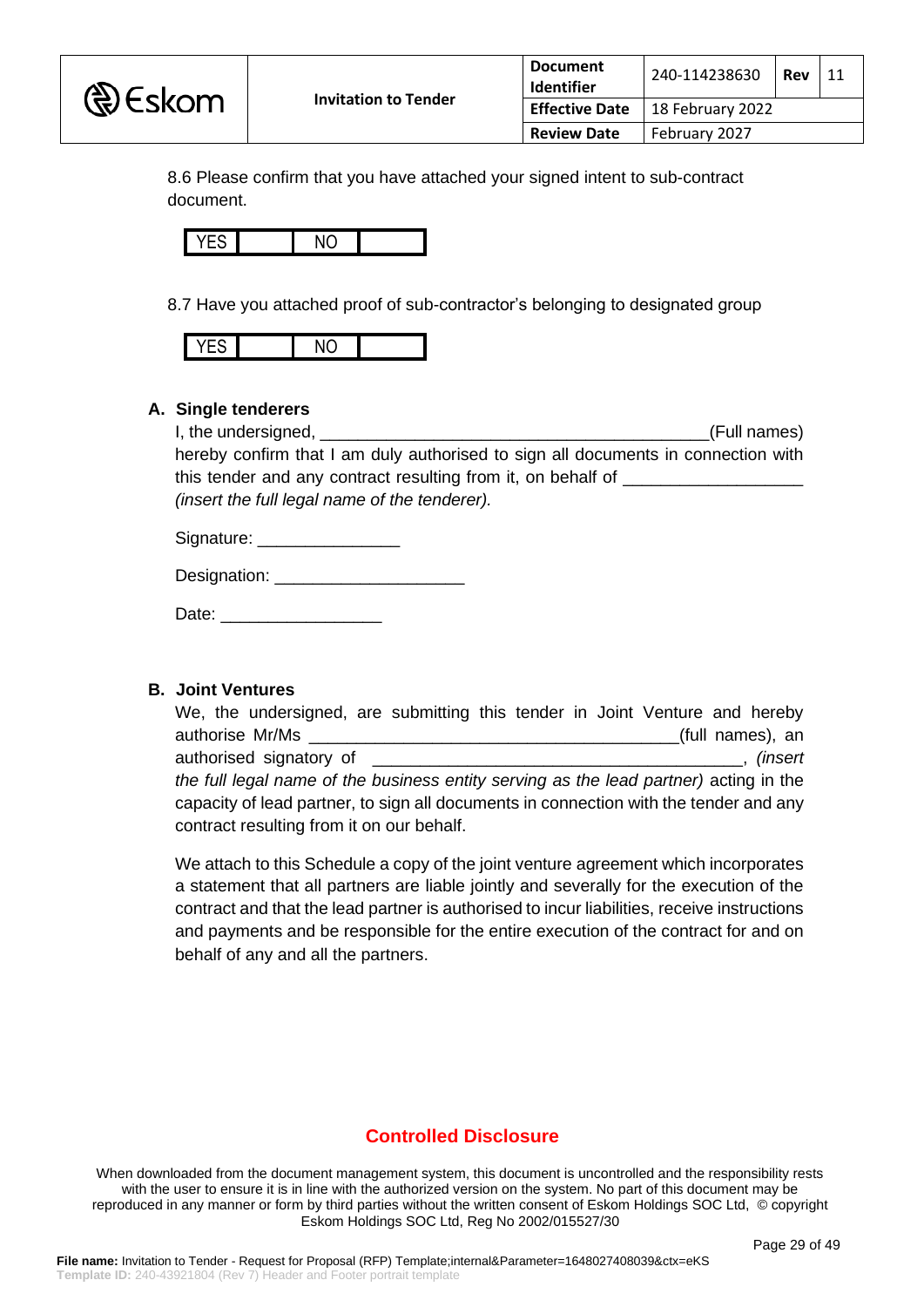8.6 Please confirm that you have attached your signed intent to sub-contract document.

| YES | | NO | |
|---|---|---|---|

8.7 Have you attached proof of sub-contractor's belonging to designated group

| YES | | NO | |
|---|---|---|---|

**A. Single tenderers**

I, the undersigned, __________________________________________(Full names) hereby confirm that I am duly authorised to sign all documents in connection with this tender and any contract resulting from it, on behalf of ___________________ *(insert the full legal name of the tenderer).*

Signature: _______________

Designation: ____________________

Date: _________________

**B. Joint Ventures**

We, the undersigned, are submitting this tender in Joint Venture and hereby authorise Mr/Ms _____________________________________(full names), an authorised signatory of _______________________________________, *(insert the full legal name of the business entity serving as the lead partner)* acting in the capacity of lead partner, to sign all documents in connection with the tender and any contract resulting from it on our behalf.

We attach to this Schedule a copy of the joint venture agreement which incorporates a statement that all partners are liable jointly and severally for the execution of the contract and that the lead partner is authorised to incur liabilities, receive instructions and payments and be responsible for the entire execution of the contract for and on behalf of any and all the partners.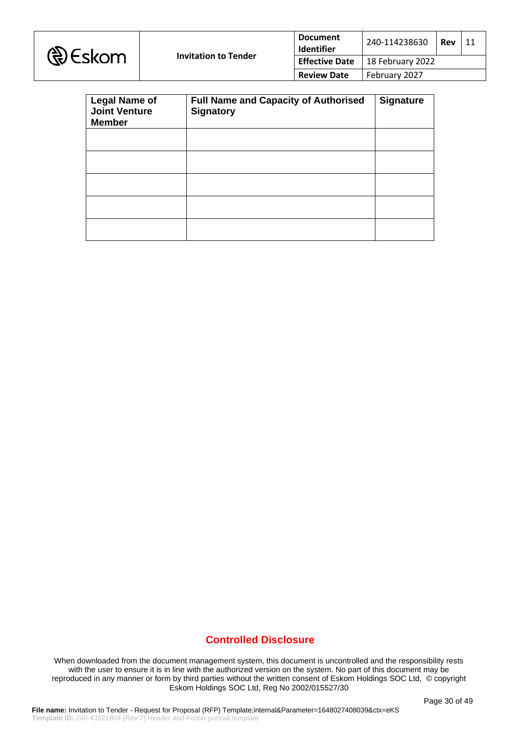| Legal Name of Joint Venture Member | Full Name and Capacity of Authorised Signatory | Signature |
|---|---|---|
| | | |
| | | |
| | | |
| | | |
| | | |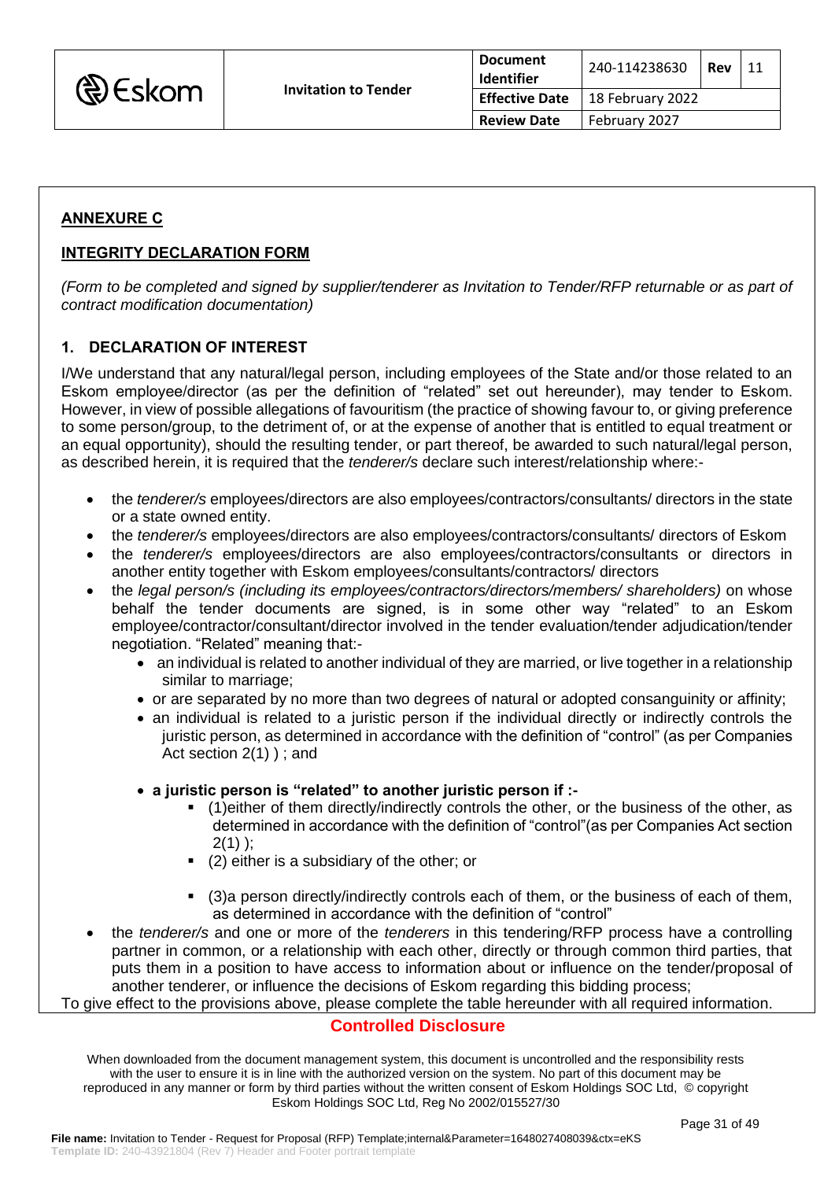## ANNEXURE C

## INTEGRITY DECLARATION FORM

*(Form to be completed and signed by supplier/tenderer as Invitation to Tender/RFP returnable or as part of contract modification documentation)*

### 1. DECLARATION OF INTEREST

I/We understand that any natural/legal person, including employees of the State and/or those related to an Eskom employee/director (as per the definition of "related" set out hereunder), may tender to Eskom. However, in view of possible allegations of favouritism (the practice of showing favour to, or giving preference to some person/group, to the detriment of, or at the expense of another that is entitled to equal treatment or an equal opportunity), should the resulting tender, or part thereof, be awarded to such natural/legal person, as described herein, it is required that the *tenderer/s* declare such interest/relationship where:-

- the *tenderer/s* employees/directors are also employees/contractors/consultants/ directors in the state or a state owned entity.
- the *tenderer/s* employees/directors are also employees/contractors/consultants/ directors of Eskom
- the *tenderer/s* employees/directors are also employees/contractors/consultants or directors in another entity together with Eskom employees/consultants/contractors/ directors
- the *legal person/s (including its employees/contractors/directors/members/ shareholders)* on whose behalf the tender documents are signed, is in some other way "related" to an Eskom employee/contractor/consultant/director involved in the tender evaluation/tender adjudication/tender negotiation. "Related" meaning that:-
  - an individual is related to another individual of they are married, or live together in a relationship similar to marriage;
  - or are separated by no more than two degrees of natural or adopted consanguinity or affinity;
  - an individual is related to a juristic person if the individual directly or indirectly controls the juristic person, as determined in accordance with the definition of "control" (as per Companies Act section 2(1) ) ; and
  - **a juristic person is "related" to another juristic person if :-**
    - (1)either of them directly/indirectly controls the other, or the business of the other, as determined in accordance with the definition of "control"(as per Companies Act section 2(1) );
    - (2) either is a subsidiary of the other; or
    - (3)a person directly/indirectly controls each of them, or the business of each of them, as determined in accordance with the definition of "control"
- the *tenderer/s* and one or more of the *tenderers* in this tendering/RFP process have a controlling partner in common, or a relationship with each other, directly or through common third parties, that puts them in a position to have access to information about or influence on the tender/proposal of another tenderer, or influence the decisions of Eskom regarding this bidding process;

To give effect to the provisions above, please complete the table hereunder with all required information.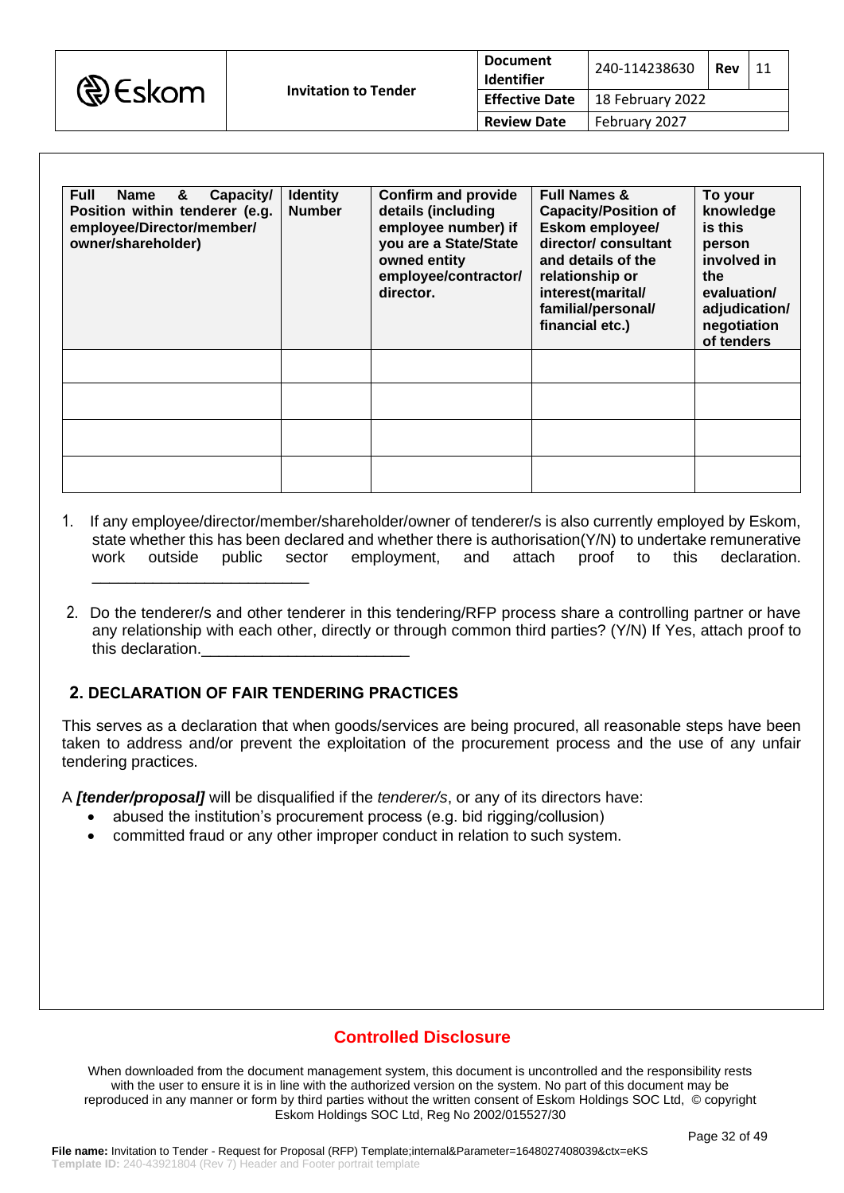| Full Name & Capacity/ Position within tenderer (e.g. employee/Director/member/ owner/shareholder) | Identity Number | Confirm and provide details (including employee number) if you are a State/State owned entity employee/contractor/ director. | Full Names & Capacity/Position of Eskom employee/ director/ consultant and details of the relationship or interest(marital/ familial/personal/ financial etc.) | To your knowledge is this person involved in the evaluation/ adjudication/ negotiation of tenders |
|---|---|---|---|---|
| | | | | |
| | | | | |
| | | | | |
| | | | | |

1. If any employee/director/member/shareholder/owner of tenderer/s is also currently employed by Eskom, state whether this has been declared and whether there is authorisation(Y/N) to undertake remunerative work outside public sector employment, and attach proof to this declaration. _________________________

2. Do the tenderer/s and other tenderer in this tendering/RFP process share a controlling partner or have any relationship with each other, directly or through common third parties? (Y/N) If Yes, attach proof to this declaration.________________________

## 2. DECLARATION OF FAIR TENDERING PRACTICES

This serves as a declaration that when goods/services are being procured, all reasonable steps have been taken to address and/or prevent the exploitation of the procurement process and the use of any unfair tendering practices.

A ***[tender/proposal]*** will be disqualified if the *tenderer/s*, or any of its directors have:

- abused the institution's procurement process (e.g. bid rigging/collusion)
- committed fraud or any other improper conduct in relation to such system.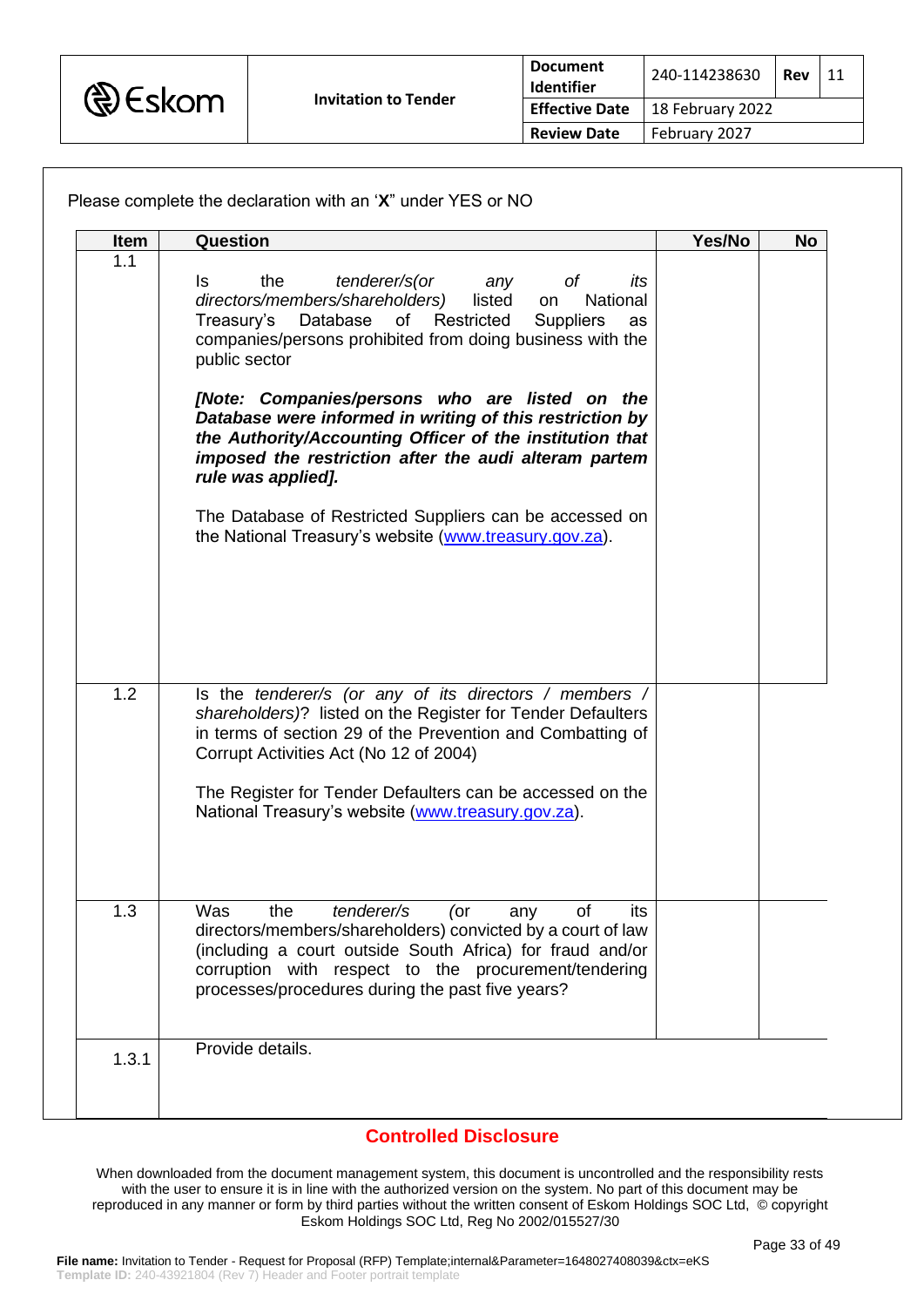Please complete the declaration with an '**X**" under YES or NO

| Item | Question | Yes/No | No |
|---|---|---|---|
| 1.1 | Is the *tenderer/s(or any of its directors/members/shareholders)* listed on National Treasury's Database of Restricted Suppliers as companies/persons prohibited from doing business with the public sector<br><br>***[Note: Companies/persons who are listed on the Database were informed in writing of this restriction by the Authority/Accounting Officer of the institution that imposed the restriction after the audi alteram partem rule was applied].***<br><br>The Database of Restricted Suppliers can be accessed on the National Treasury's website (www.treasury.gov.za). | | |
| 1.2 | Is the *tenderer/s (or any of its directors / members / shareholders)*? listed on the Register for Tender Defaulters in terms of section 29 of the Prevention and Combatting of Corrupt Activities Act (No 12 of 2004)<br><br>The Register for Tender Defaulters can be accessed on the National Treasury's website (www.treasury.gov.za). | | |
| 1.3 | Was the *tenderer/s (*or any of its directors/members/shareholders) convicted by a court of law (including a court outside South Africa) for fraud and/or corruption with respect to the procurement/tendering processes/procedures during the past five years? | | |
| 1.3.1 | Provide details. | | |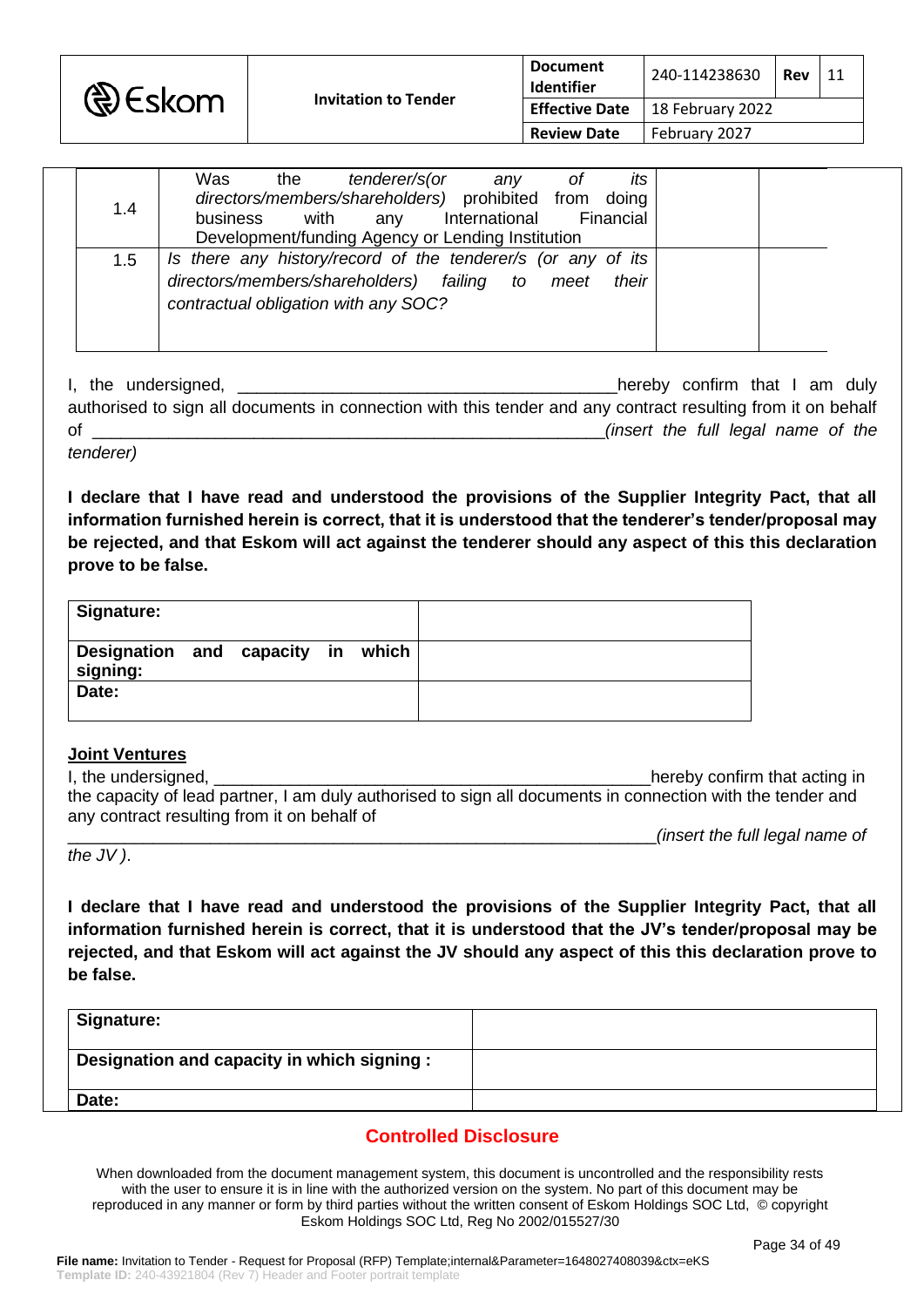| | | | |
|---|---|---|---|
| 1.4 | Was the *tenderer/s(or any of its directors/members/shareholders)* prohibited from doing business with any International Financial Development/funding Agency or Lending Institution | | |
| 1.5 | *Is there any history/record of the tenderer/s (or any of its directors/members/shareholders) failing to meet their contractual obligation with any SOC?* | | |

I, the undersigned, ________________________________________hereby confirm that I am duly authorised to sign all documents in connection with this tender and any contract resulting from it on behalf of ______________________________________________________*(insert the full legal name of the tenderer)*

**I declare that I have read and understood the provisions of the Supplier Integrity Pact, that all information furnished herein is correct, that it is understood that the tenderer's tender/proposal may be rejected, and that Eskom will act against the tenderer should any aspect of this this declaration prove to be false.**

| | |
|---|---|
| **Signature:** | |
| **Designation and capacity in which signing:** | |
| **Date:** | |

**Joint Ventures**

I, the undersigned, ______________________________________________hereby confirm that acting in the capacity of lead partner, I am duly authorised to sign all documents in connection with the tender and any contract resulting from it on behalf of
______________________________________________________________*(insert the full legal name of the JV ).*

**I declare that I have read and understood the provisions of the Supplier Integrity Pact, that all information furnished herein is correct, that it is understood that the JV's tender/proposal may be rejected, and that Eskom will act against the JV should any aspect of this this declaration prove to be false.**

| | |
|---|---|
| **Signature:** | |
| **Designation and capacity in which signing :** | |
| **Date:** | |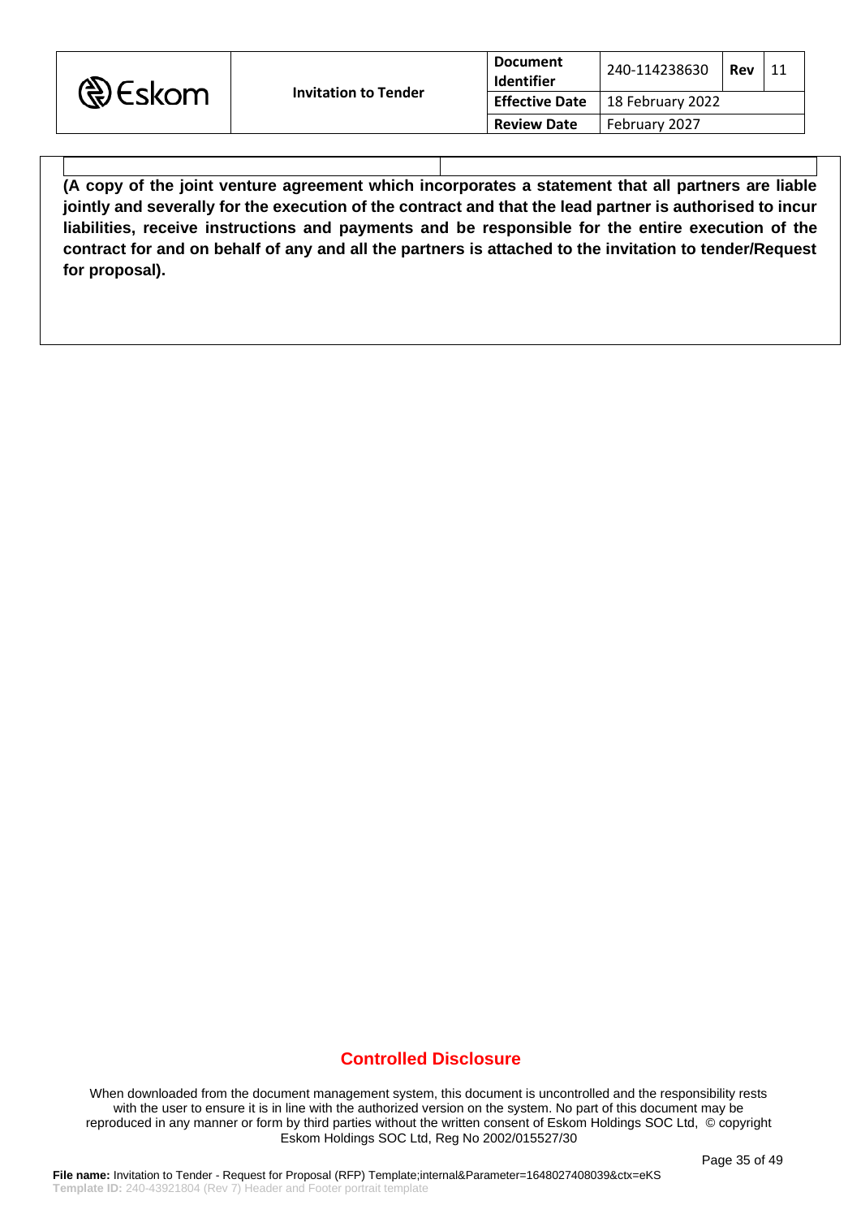| | |
|---|---|
| | |

**(A copy of the joint venture agreement which incorporates a statement that all partners are liable jointly and severally for the execution of the contract and that the lead partner is authorised to incur liabilities, receive instructions and payments and be responsible for the entire execution of the contract for and on behalf of any and all the partners is attached to the invitation to tender/Request for proposal).**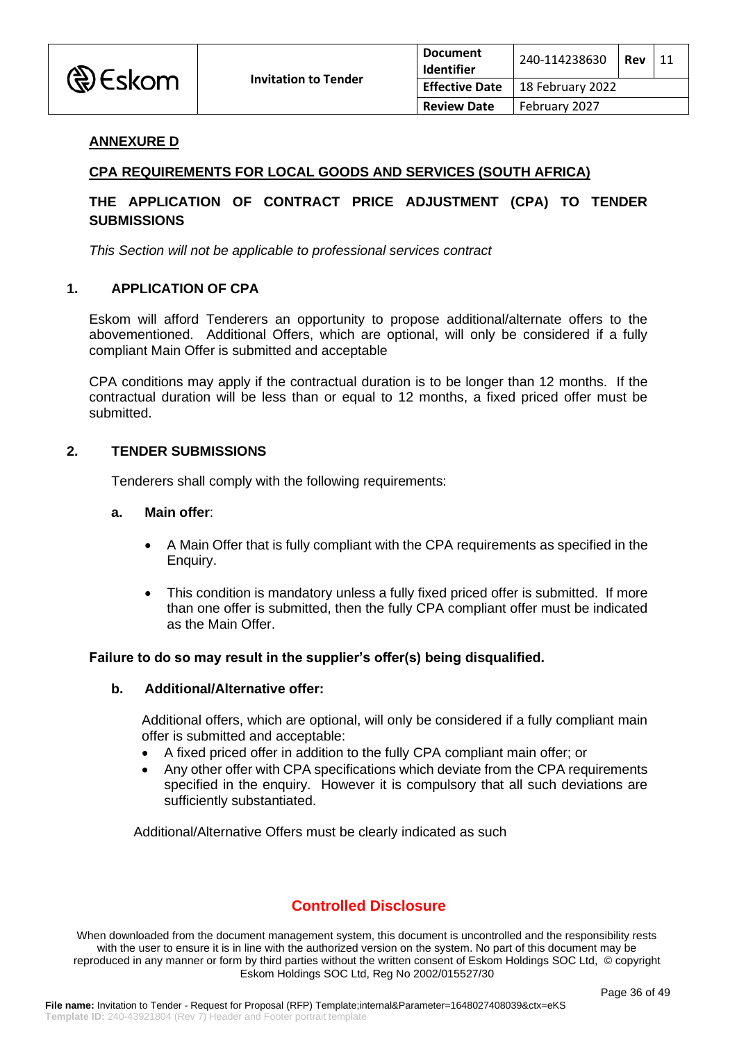**ANNEXURE D**

**CPA REQUIREMENTS FOR LOCAL GOODS AND SERVICES (SOUTH AFRICA)**

**THE APPLICATION OF CONTRACT PRICE ADJUSTMENT (CPA) TO TENDER SUBMISSIONS**

*This Section will not be applicable to professional services contract*

## 1. APPLICATION OF CPA

Eskom will afford Tenderers an opportunity to propose additional/alternate offers to the abovementioned. Additional Offers, which are optional, will only be considered if a fully compliant Main Offer is submitted and acceptable

CPA conditions may apply if the contractual duration is to be longer than 12 months. If the contractual duration will be less than or equal to 12 months, a fixed priced offer must be submitted.

## 2. TENDER SUBMISSIONS

Tenderers shall comply with the following requirements:

**a. Main offer**:

- A Main Offer that is fully compliant with the CPA requirements as specified in the Enquiry.
- This condition is mandatory unless a fully fixed priced offer is submitted. If more than one offer is submitted, then the fully CPA compliant offer must be indicated as the Main Offer.

**Failure to do so may result in the supplier's offer(s) being disqualified.**

**b. Additional/Alternative offer:**

Additional offers, which are optional, will only be considered if a fully compliant main offer is submitted and acceptable:

- A fixed priced offer in addition to the fully CPA compliant main offer; or
- Any other offer with CPA specifications which deviate from the CPA requirements specified in the enquiry. However it is compulsory that all such deviations are sufficiently substantiated.

Additional/Alternative Offers must be clearly indicated as such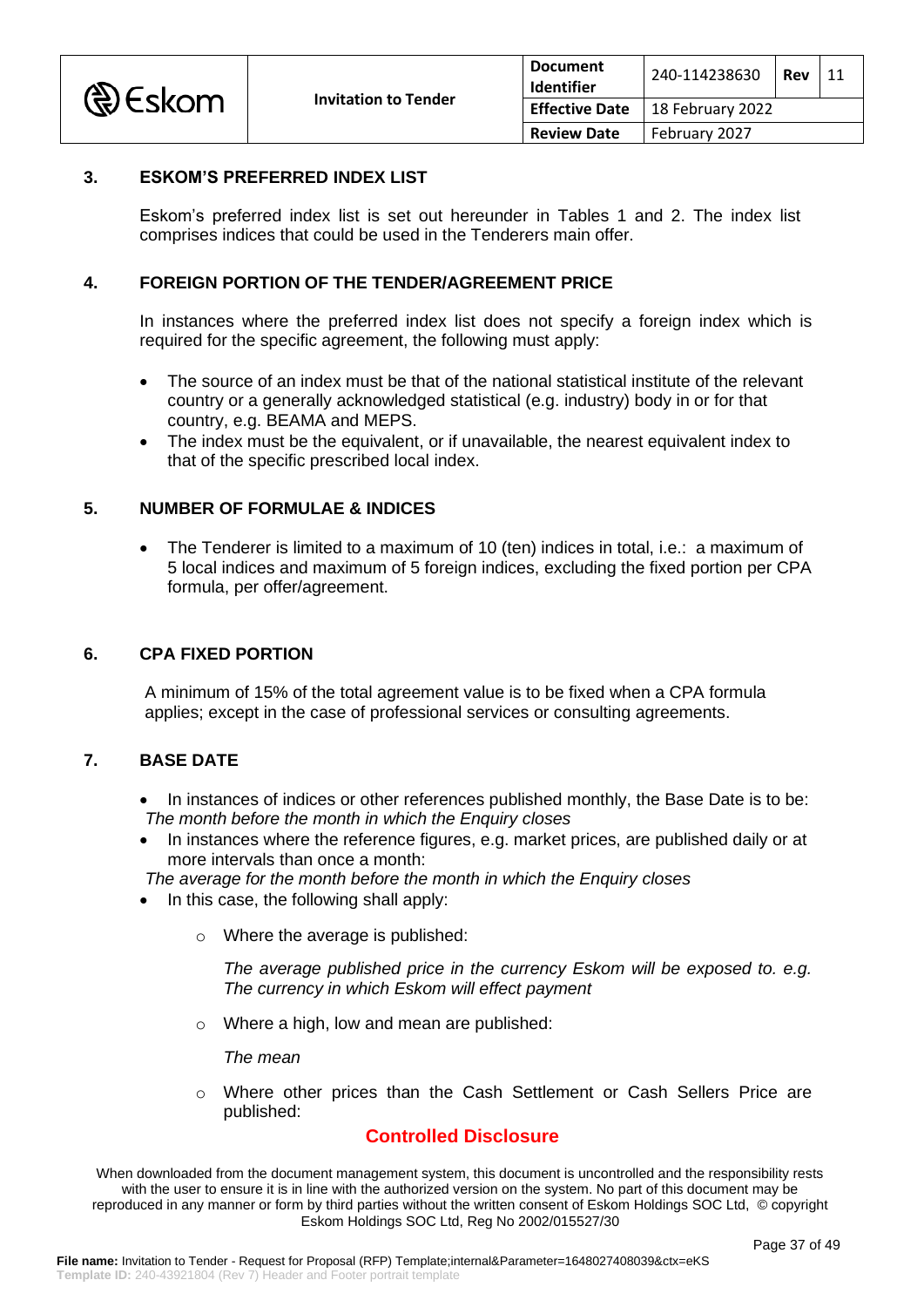## 3. ESKOM'S PREFERRED INDEX LIST

Eskom's preferred index list is set out hereunder in Tables 1 and 2. The index list comprises indices that could be used in the Tenderers main offer.

## 4. FOREIGN PORTION OF THE TENDER/AGREEMENT PRICE

In instances where the preferred index list does not specify a foreign index which is required for the specific agreement, the following must apply:

- The source of an index must be that of the national statistical institute of the relevant country or a generally acknowledged statistical (e.g. industry) body in or for that country, e.g. BEAMA and MEPS.
- The index must be the equivalent, or if unavailable, the nearest equivalent index to that of the specific prescribed local index.

## 5. NUMBER OF FORMULAE & INDICES

- The Tenderer is limited to a maximum of 10 (ten) indices in total, i.e.: a maximum of 5 local indices and maximum of 5 foreign indices, excluding the fixed portion per CPA formula, per offer/agreement.

## 6. CPA FIXED PORTION

A minimum of 15% of the total agreement value is to be fixed when a CPA formula applies; except in the case of professional services or consulting agreements.

## 7. BASE DATE

- In instances of indices or other references published monthly, the Base Date is to be: *The month before the month in which the Enquiry closes*
- In instances where the reference figures, e.g. market prices, are published daily or at more intervals than once a month:

*The average for the month before the month in which the Enquiry closes*

- In this case, the following shall apply:
    - Where the average is published:

      *The average published price in the currency Eskom will be exposed to. e.g. The currency in which Eskom will effect payment*

    - Where a high, low and mean are published:

      *The mean*

    - Where other prices than the Cash Settlement or Cash Sellers Price are published: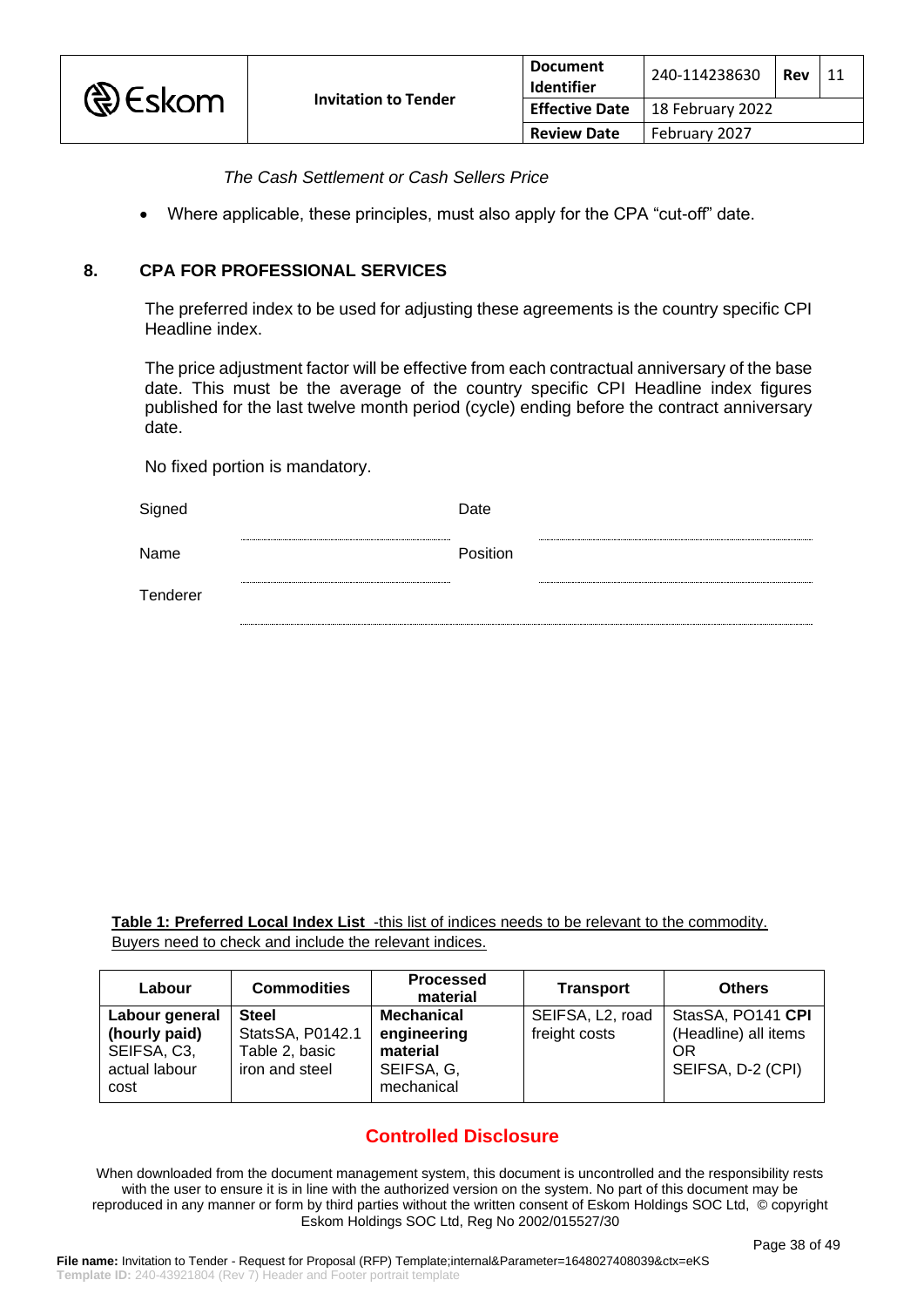*The Cash Settlement or Cash Sellers Price*

- Where applicable, these principles, must also apply for the CPA "cut-off" date.

## 8. CPA FOR PROFESSIONAL SERVICES

The preferred index to be used for adjusting these agreements is the country specific CPI Headline index.

The price adjustment factor will be effective from each contractual anniversary of the base date. This must be the average of the country specific CPI Headline index figures published for the last twelve month period (cycle) ending before the contract anniversary date.

No fixed portion is mandatory.

Signed ........................................ Date ........................................

Name ........................................ Position ........................................

Tenderer ........................................

**Table 1: Preferred Local Index List** -this list of indices needs to be relevant to the commodity. Buyers need to check and include the relevant indices.

| Labour | Commodities | Processed material | Transport | Others |
|---|---|---|---|---|
| **Labour general (hourly paid)** SEIFSA, C3, actual labour cost | **Steel** StatsSA, P0142.1 Table 2, basic iron and steel | **Mechanical engineering material** SEIFSA, G, mechanical | SEIFSA, L2, road freight costs | StasSA, PO141 **CPI** (Headline) all items OR SEIFSA, D-2 (CPI) |

**Controlled Disclosure**

When downloaded from the document management system, this document is uncontrolled and the responsibility rests with the user to ensure it is in line with the authorized version on the system. No part of this document may be reproduced in any manner or form by third parties without the written consent of Eskom Holdings SOC Ltd, © copyright Eskom Holdings SOC Ltd, Reg No 2002/015527/30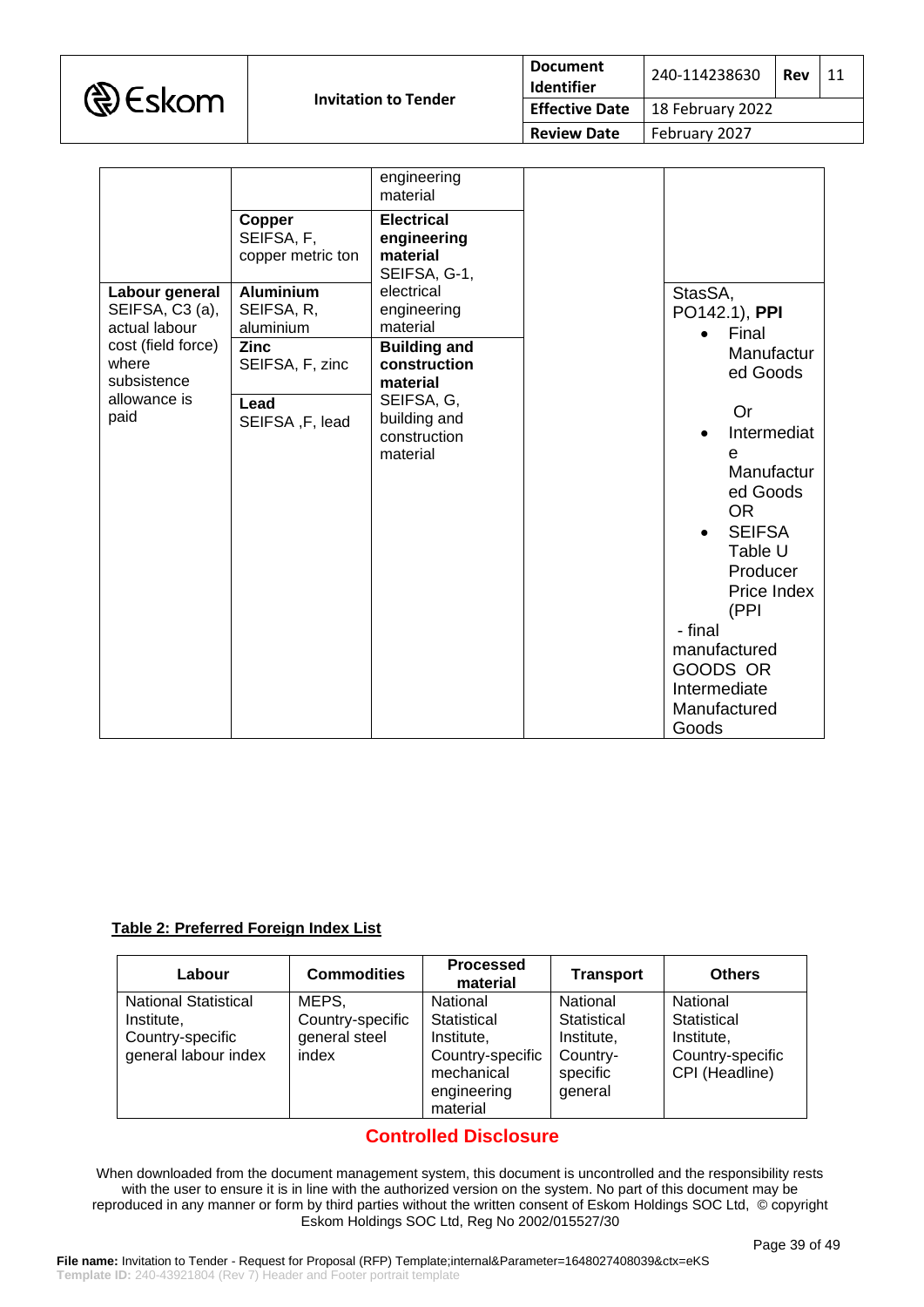| | | | | |
|---|---|---|---|---|
| | | engineering material | | |
| | **Copper** SEIFSA, F, copper metric ton | **Electrical engineering material** SEIFSA, G-1, | | |
| **Labour general** SEIFSA, C3 (a), actual labour cost (field force) where subsistence allowance is paid | **Aluminium** SEIFSA, R, aluminium | electrical engineering material | | StasSA, PO142.1), **PPI** <br>• Final Manufactured Goods <br>Or <br>• Intermediate Manufactured Goods OR <br>• SEIFSA Table U Producer Price Index (PPI <br>- final manufactured GOODS OR Intermediate Manufactured Goods |
| | **Zinc** SEIFSA, F, zinc | **Building and construction material** SEIFSA, G, building and construction material | | |
| | **Lead** SEIFSA ,F, lead | | | |

**Table 2: Preferred Foreign Index List**

| Labour | Commodities | Processed material | Transport | Others |
|---|---|---|---|---|
| National Statistical Institute, Country-specific general labour index | MEPS, Country-specific general steel index | National Statistical Institute, Country-specific mechanical engineering material | National Statistical Institute, Country-specific general | National Statistical Institute, Country-specific CPI (Headline) |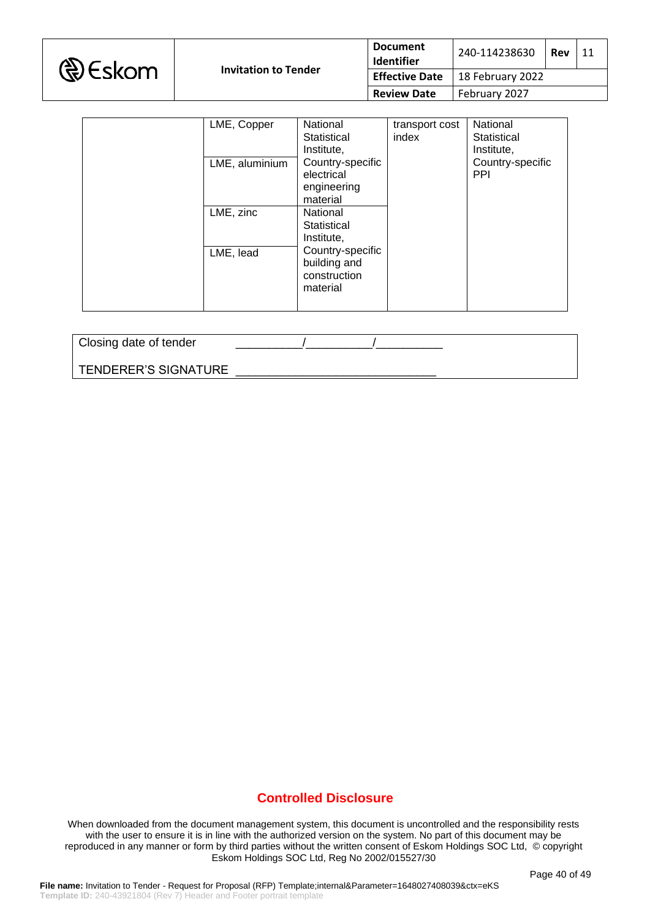|  | LME, Copper | National Statistical Institute, Country-specific electrical engineering material | transport cost index | National Statistical Institute, Country-specific PPI |
|---|---|---|---|---|
|  | LME, aluminium |  |  |  |
|  | LME, zinc | National Statistical Institute, Country-specific building and construction material |  |  |
|  | LME, lead |  |  |  |

Closing date of tender __________/__________/__________

TENDERER'S SIGNATURE ______________________________

## Controlled Disclosure

When downloaded from the document management system, this document is uncontrolled and the responsibility rests with the user to ensure it is in line with the authorized version on the system. No part of this document may be reproduced in any manner or form by third parties without the written consent of Eskom Holdings SOC Ltd, © copyright Eskom Holdings SOC Ltd, Reg No 2002/015527/30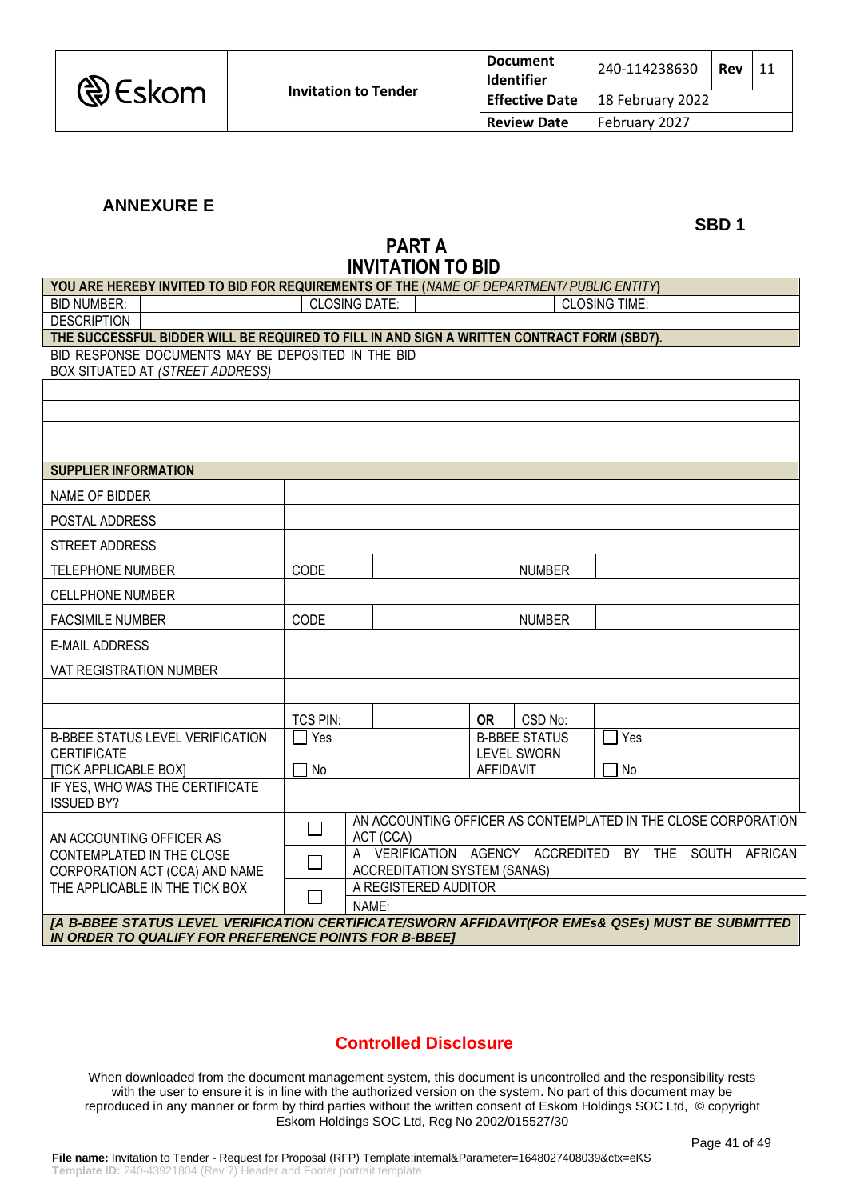**ANNEXURE E**

**SBD 1**

## PART A
## INVITATION TO BID

| **YOU ARE HEREBY INVITED TO BID FOR REQUIREMENTS OF THE** (*NAME OF DEPARTMENT/ PUBLIC ENTITY*) | | | | | |
|---|---|---|---|---|---|
| BID NUMBER: | | CLOSING DATE: | | CLOSING TIME: | |
| DESCRIPTION | | | | | |
| **THE SUCCESSFUL BIDDER WILL BE REQUIRED TO FILL IN AND SIGN A WRITTEN CONTRACT FORM (SBD7).** | | | | | |
| BID RESPONSE DOCUMENTS MAY BE DEPOSITED IN THE BID BOX SITUATED AT *(STREET ADDRESS)* | | | | | |
| | | | | | |
| | | | | | |
| | | | | | |
| | | | | | |

| **SUPPLIER INFORMATION** | | | | | |
|---|---|---|---|---|---|
| NAME OF BIDDER | | | | | |
| POSTAL ADDRESS | | | | | |
| STREET ADDRESS | | | | | |
| TELEPHONE NUMBER | CODE | | NUMBER | | |
| CELLPHONE NUMBER | | | | | |
| FACSIMILE NUMBER | CODE | | NUMBER | | |
| E-MAIL ADDRESS | | | | | |
| VAT REGISTRATION NUMBER | | | | | |
| | | | | | |
| | TCS PIN: | | **OR** | CSD No: | |
| B-BBEE STATUS LEVEL VERIFICATION CERTIFICATE [TICK APPLICABLE BOX] | ☐ Yes ☐ No | | B-BBEE STATUS LEVEL SWORN AFFIDAVIT | | ☐ Yes ☐ No |
| IF YES, WHO WAS THE CERTIFICATE ISSUED BY? | | | | | |
| AN ACCOUNTING OFFICER AS CONTEMPLATED IN THE CLOSE CORPORATION ACT (CCA) AND NAME THE APPLICABLE IN THE TICK BOX | ☐ | AN ACCOUNTING OFFICER AS CONTEMPLATED IN THE CLOSE CORPORATION ACT (CCA) | | | |
| | ☐ | A VERIFICATION AGENCY ACCREDITED BY THE SOUTH AFRICAN ACCREDITATION SYSTEM (SANAS) | | | |
| | ☐ | A REGISTERED AUDITOR | | | |
| | | NAME: | | | |
| ***[A B-BBEE STATUS LEVEL VERIFICATION CERTIFICATE/SWORN AFFIDAVIT(FOR EMEs& QSEs) MUST BE SUBMITTED IN ORDER TO QUALIFY FOR PREFERENCE POINTS FOR B-BBEE]*** | | | | | |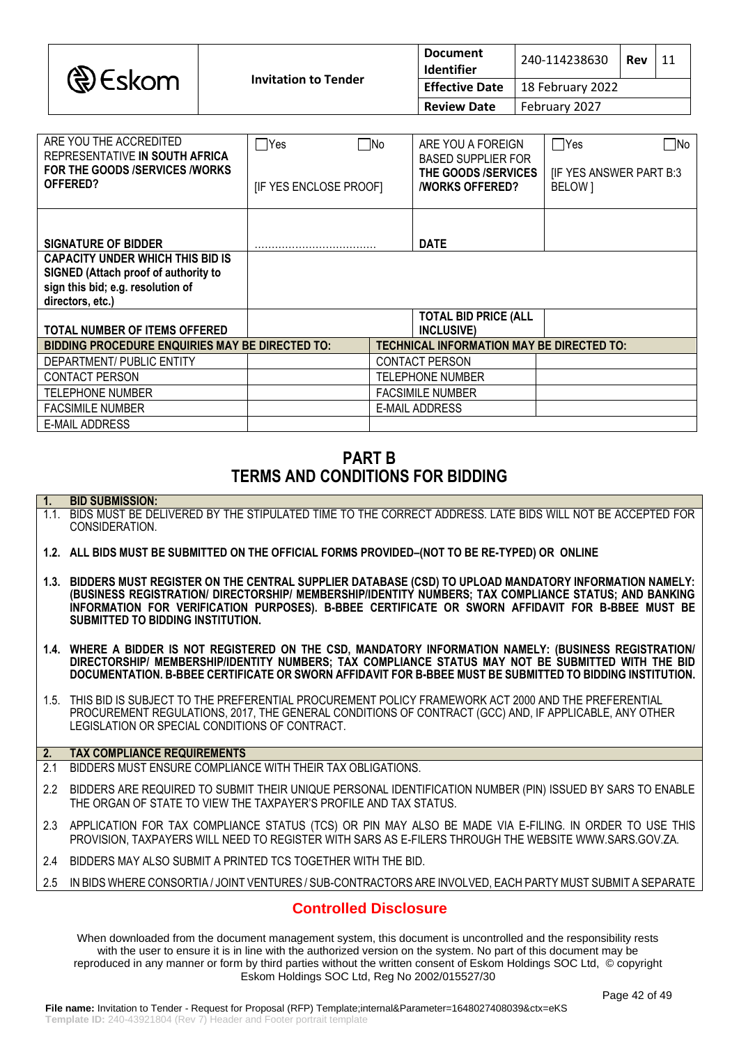| ARE YOU THE ACCREDITED REPRESENTATIVE **IN SOUTH AFRICA FOR THE GOODS /SERVICES /WORKS OFFERED?** | ☐Yes ☐No [IF YES ENCLOSE PROOF] | ARE YOU A FOREIGN BASED SUPPLIER FOR **THE GOODS /SERVICES /WORKS OFFERED?** | ☐Yes ☐No [IF YES ANSWER PART B:3 BELOW ] |
|---|---|---|---|
| **SIGNATURE OF BIDDER** | ……………………………… | **DATE** | |
| **CAPACITY UNDER WHICH THIS BID IS SIGNED (Attach proof of authority to sign this bid; e.g. resolution of directors, etc.)** | | | |
| **TOTAL NUMBER OF ITEMS OFFERED** | | **TOTAL BID PRICE (ALL INCLUSIVE)** | |

| **BIDDING PROCEDURE ENQUIRIES MAY BE DIRECTED TO:** | | **TECHNICAL INFORMATION MAY BE DIRECTED TO:** | |
|---|---|---|---|
| DEPARTMENT/ PUBLIC ENTITY | | CONTACT PERSON | |
| CONTACT PERSON | | TELEPHONE NUMBER | |
| TELEPHONE NUMBER | | FACSIMILE NUMBER | |
| FACSIMILE NUMBER | | E-MAIL ADDRESS | |
| E-MAIL ADDRESS | | | |

## PART B
## TERMS AND CONDITIONS FOR BIDDING

**1. BID SUBMISSION:**

1.1. BIDS MUST BE DELIVERED BY THE STIPULATED TIME TO THE CORRECT ADDRESS. LATE BIDS WILL NOT BE ACCEPTED FOR CONSIDERATION.

**1.2. ALL BIDS MUST BE SUBMITTED ON THE OFFICIAL FORMS PROVIDED–(NOT TO BE RE-TYPED) OR ONLINE**

**1.3. BIDDERS MUST REGISTER ON THE CENTRAL SUPPLIER DATABASE (CSD) TO UPLOAD MANDATORY INFORMATION NAMELY: (BUSINESS REGISTRATION/ DIRECTORSHIP/ MEMBERSHIP/IDENTITY NUMBERS; TAX COMPLIANCE STATUS; AND BANKING INFORMATION FOR VERIFICATION PURPOSES). B-BBEE CERTIFICATE OR SWORN AFFIDAVIT FOR B-BBEE MUST BE SUBMITTED TO BIDDING INSTITUTION.**

**1.4. WHERE A BIDDER IS NOT REGISTERED ON THE CSD, MANDATORY INFORMATION NAMELY: (BUSINESS REGISTRATION/ DIRECTORSHIP/ MEMBERSHIP/IDENTITY NUMBERS; TAX COMPLIANCE STATUS MAY NOT BE SUBMITTED WITH THE BID DOCUMENTATION. B-BBEE CERTIFICATE OR SWORN AFFIDAVIT FOR B-BBEE MUST BE SUBMITTED TO BIDDING INSTITUTION.**

1.5. THIS BID IS SUBJECT TO THE PREFERENTIAL PROCUREMENT POLICY FRAMEWORK ACT 2000 AND THE PREFERENTIAL PROCUREMENT REGULATIONS, 2017, THE GENERAL CONDITIONS OF CONTRACT (GCC) AND, IF APPLICABLE, ANY OTHER LEGISLATION OR SPECIAL CONDITIONS OF CONTRACT.

**2. TAX COMPLIANCE REQUIREMENTS**

2.1 BIDDERS MUST ENSURE COMPLIANCE WITH THEIR TAX OBLIGATIONS.

2.2 BIDDERS ARE REQUIRED TO SUBMIT THEIR UNIQUE PERSONAL IDENTIFICATION NUMBER (PIN) ISSUED BY SARS TO ENABLE THE ORGAN OF STATE TO VIEW THE TAXPAYER'S PROFILE AND TAX STATUS.

2.3 APPLICATION FOR TAX COMPLIANCE STATUS (TCS) OR PIN MAY ALSO BE MADE VIA E-FILING. IN ORDER TO USE THIS PROVISION, TAXPAYERS WILL NEED TO REGISTER WITH SARS AS E-FILERS THROUGH THE WEBSITE WWW.SARS.GOV.ZA.

2.4 BIDDERS MAY ALSO SUBMIT A PRINTED TCS TOGETHER WITH THE BID.

2.5 IN BIDS WHERE CONSORTIA / JOINT VENTURES / SUB-CONTRACTORS ARE INVOLVED, EACH PARTY MUST SUBMIT A SEPARATE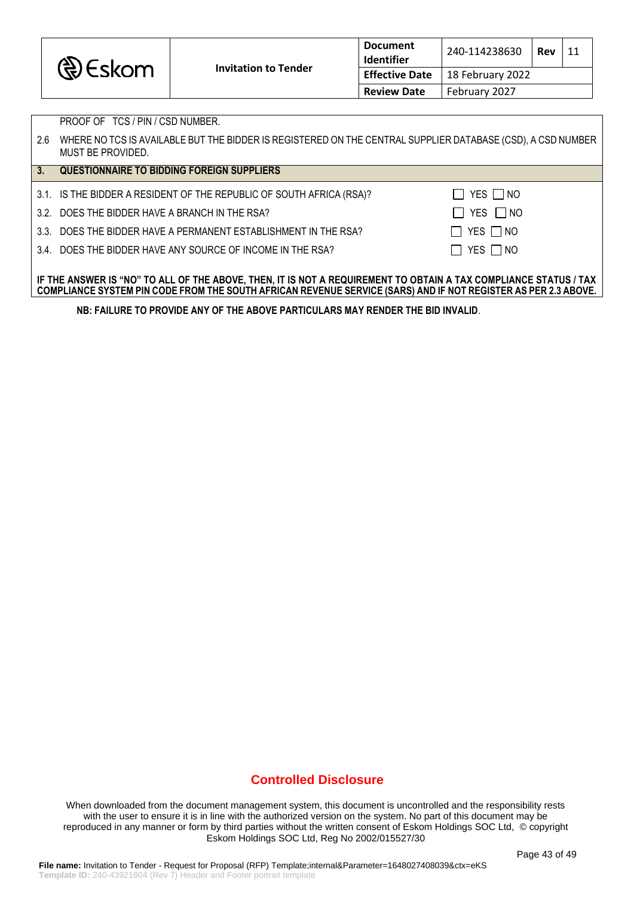PROOF OF TCS / PIN / CSD NUMBER.

2.6 WHERE NO TCS IS AVAILABLE BUT THE BIDDER IS REGISTERED ON THE CENTRAL SUPPLIER DATABASE (CSD), A CSD NUMBER MUST BE PROVIDED.

| **3.** | **QUESTIONNAIRE TO BIDDING FOREIGN SUPPLIERS** | |
|---|---|---|
| 3.1. | IS THE BIDDER A RESIDENT OF THE REPUBLIC OF SOUTH AFRICA (RSA)? | ☐ YES ☐ NO |
| 3.2. | DOES THE BIDDER HAVE A BRANCH IN THE RSA? | ☐ YES ☐ NO |
| 3.3. | DOES THE BIDDER HAVE A PERMANENT ESTABLISHMENT IN THE RSA? | ☐ YES ☐ NO |
| 3.4. | DOES THE BIDDER HAVE ANY SOURCE OF INCOME IN THE RSA? | ☐ YES ☐ NO |

**IF THE ANSWER IS "NO" TO ALL OF THE ABOVE, THEN, IT IS NOT A REQUIREMENT TO OBTAIN A TAX COMPLIANCE STATUS / TAX COMPLIANCE SYSTEM PIN CODE FROM THE SOUTH AFRICAN REVENUE SERVICE (SARS) AND IF NOT REGISTER AS PER 2.3 ABOVE.**

**NB: FAILURE TO PROVIDE ANY OF THE ABOVE PARTICULARS MAY RENDER THE BID INVALID**.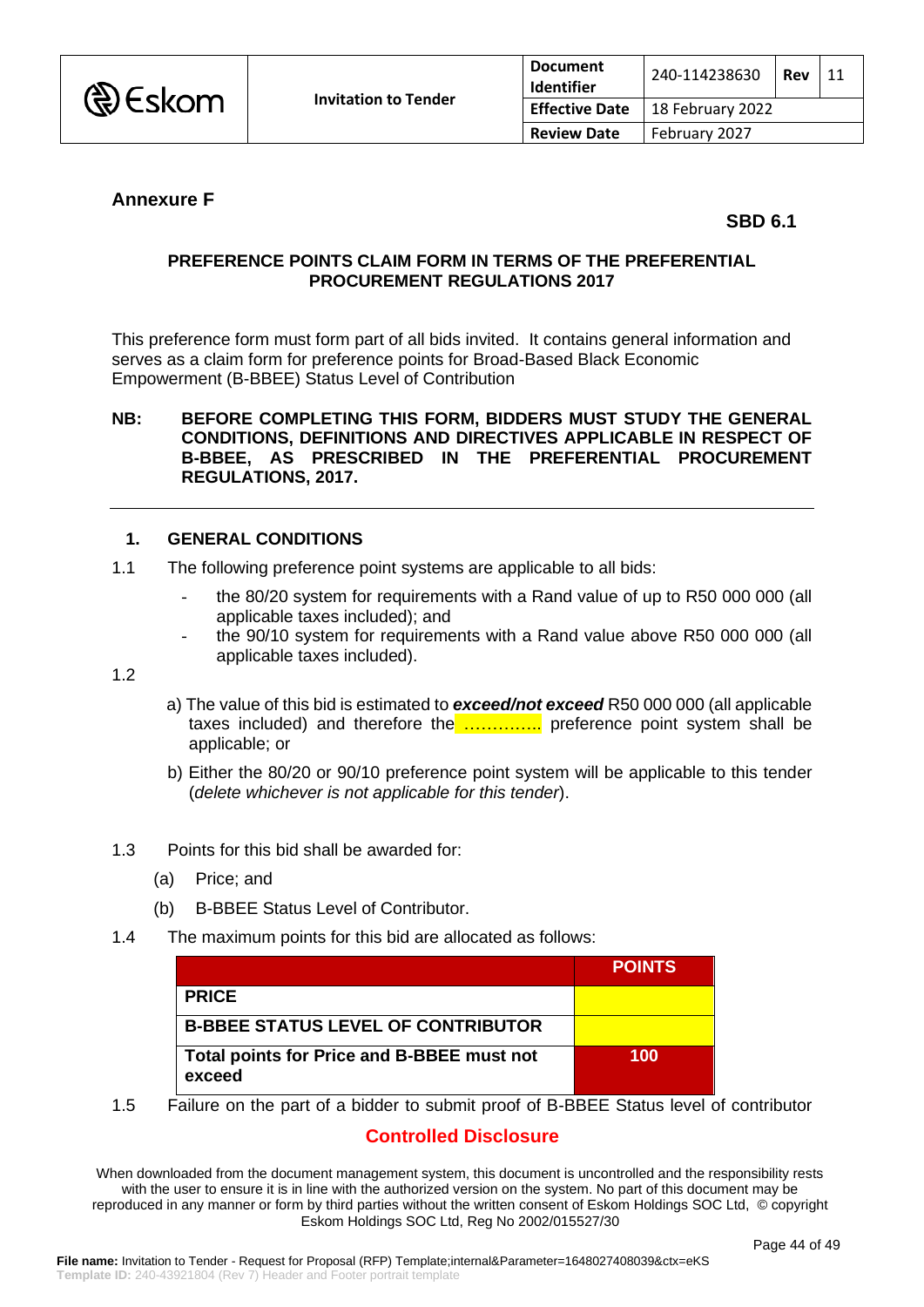**Annexure F**

**SBD 6.1**

**PREFERENCE POINTS CLAIM FORM IN TERMS OF THE PREFERENTIAL PROCUREMENT REGULATIONS 2017**

This preference form must form part of all bids invited. It contains general information and serves as a claim form for preference points for Broad-Based Black Economic Empowerment (B-BBEE) Status Level of Contribution

**NB: BEFORE COMPLETING THIS FORM, BIDDERS MUST STUDY THE GENERAL CONDITIONS, DEFINITIONS AND DIRECTIVES APPLICABLE IN RESPECT OF B-BBEE, AS PRESCRIBED IN THE PREFERENTIAL PROCUREMENT REGULATIONS, 2017.**

---

## 1. GENERAL CONDITIONS

1.1 The following preference point systems are applicable to all bids:

- the 80/20 system for requirements with a Rand value of up to R50 000 000 (all applicable taxes included); and
- the 90/10 system for requirements with a Rand value above R50 000 000 (all applicable taxes included).

1.2

a) The value of this bid is estimated to ***exceed/not exceed*** R50 000 000 (all applicable taxes included) and therefore the ………….. preference point system shall be applicable; or

b) Either the 80/20 or 90/10 preference point system will be applicable to this tender (*delete whichever is not applicable for this tender*).

1.3 Points for this bid shall be awarded for:

(a) Price; and

(b) B-BBEE Status Level of Contributor.

1.4 The maximum points for this bid are allocated as follows:

| | POINTS |
|---|---|
| **PRICE** | |
| **B-BBEE STATUS LEVEL OF CONTRIBUTOR** | |
| **Total points for Price and B-BBEE must not exceed** | **100** |

1.5 Failure on the part of a bidder to submit proof of B-BBEE Status level of contributor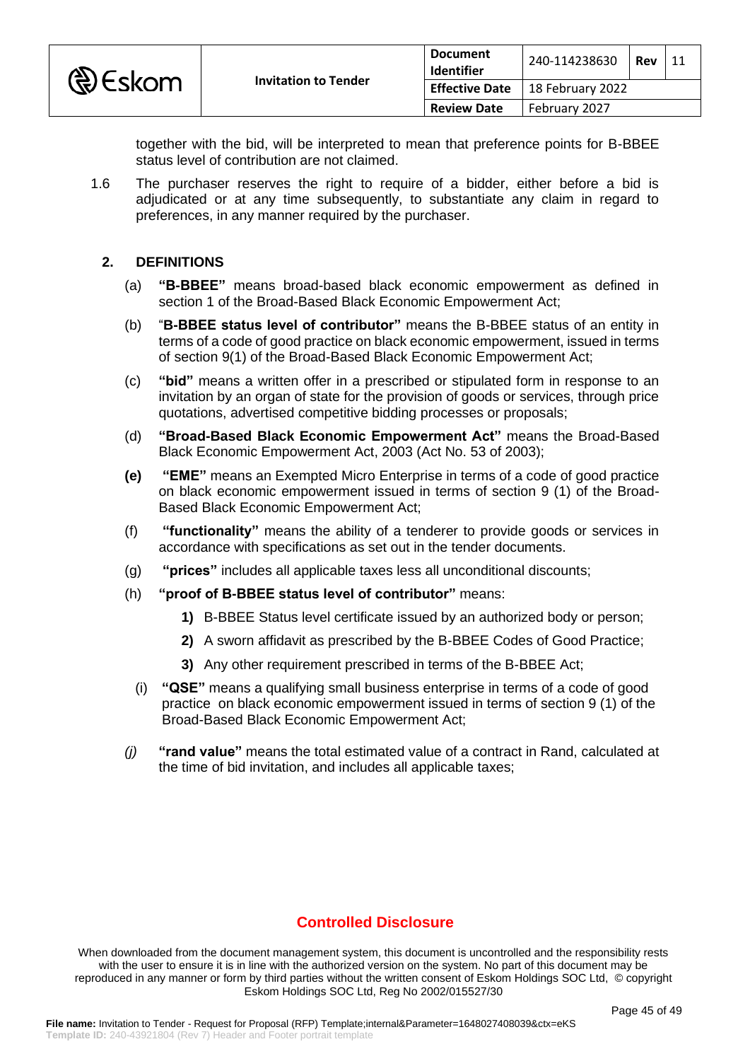together with the bid, will be interpreted to mean that preference points for B-BBEE status level of contribution are not claimed.

1.6 The purchaser reserves the right to require of a bidder, either before a bid is adjudicated or at any time subsequently, to substantiate any claim in regard to preferences, in any manner required by the purchaser.

## 2. DEFINITIONS

(a) **"B-BBEE"** means broad-based black economic empowerment as defined in section 1 of the Broad-Based Black Economic Empowerment Act;

(b) "**B-BBEE status level of contributor"** means the B-BBEE status of an entity in terms of a code of good practice on black economic empowerment, issued in terms of section 9(1) of the Broad-Based Black Economic Empowerment Act;

(c) **"bid"** means a written offer in a prescribed or stipulated form in response to an invitation by an organ of state for the provision of goods or services, through price quotations, advertised competitive bidding processes or proposals;

(d) **"Broad-Based Black Economic Empowerment Act"** means the Broad-Based Black Economic Empowerment Act, 2003 (Act No. 53 of 2003);

**(e)** **"EME"** means an Exempted Micro Enterprise in terms of a code of good practice on black economic empowerment issued in terms of section 9 (1) of the Broad-Based Black Economic Empowerment Act;

(f) **"functionality"** means the ability of a tenderer to provide goods or services in accordance with specifications as set out in the tender documents.

(g) **"prices"** includes all applicable taxes less all unconditional discounts;

(h) **"proof of B-BBEE status level of contributor"** means:

**1)** B-BBEE Status level certificate issued by an authorized body or person;

**2)** A sworn affidavit as prescribed by the B-BBEE Codes of Good Practice;

**3)** Any other requirement prescribed in terms of the B-BBEE Act;

(i) **"QSE"** means a qualifying small business enterprise in terms of a code of good practice on black economic empowerment issued in terms of section 9 (1) of the Broad-Based Black Economic Empowerment Act;

*(j)* **"rand value"** means the total estimated value of a contract in Rand, calculated at the time of bid invitation, and includes all applicable taxes;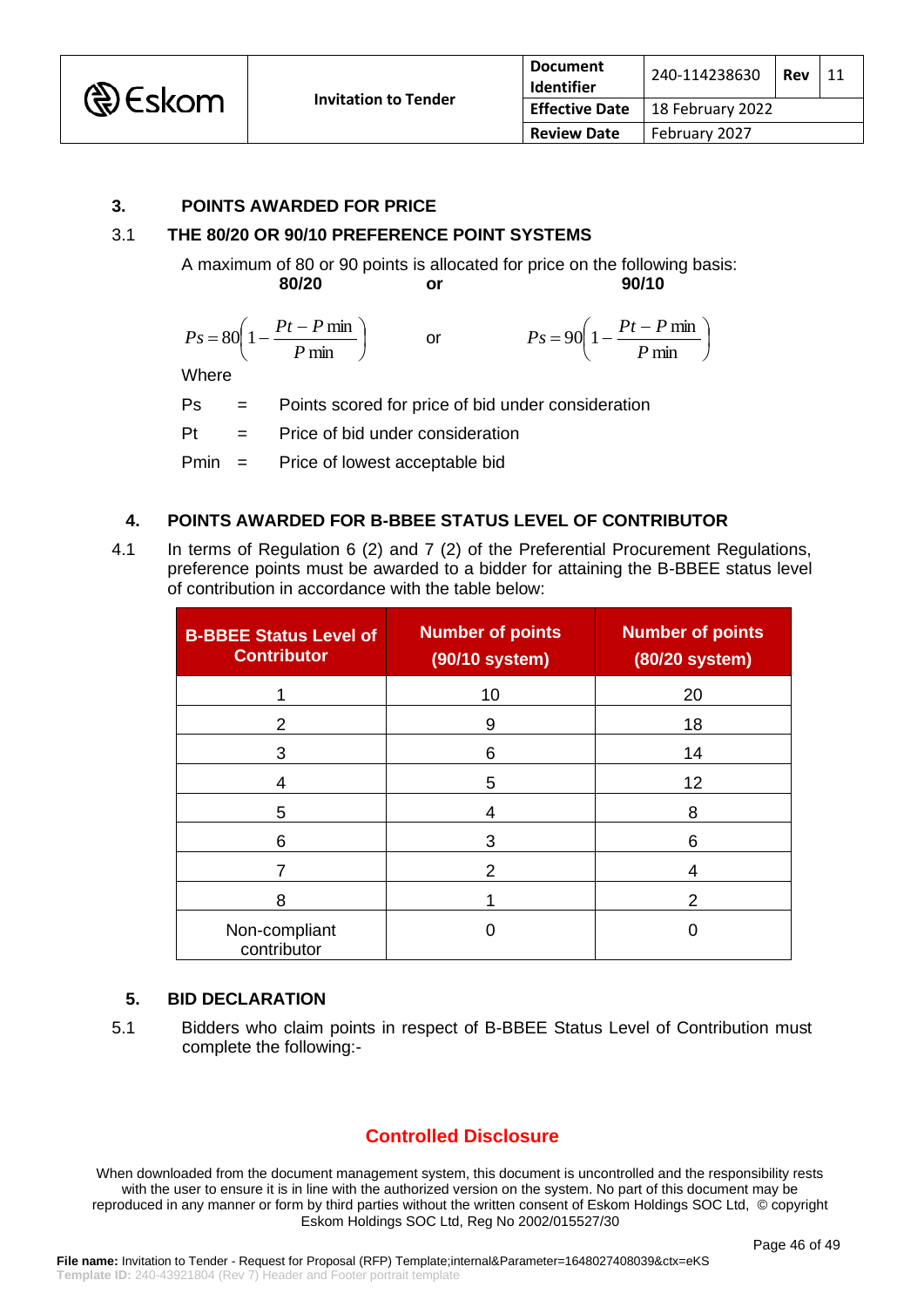## 3. POINTS AWARDED FOR PRICE

### 3.1 THE 80/20 OR 90/10 PREFERENCE POINT SYSTEMS

A maximum of 80 or 90 points is allocated for price on the following basis:

**80/20** **or** **90/10**

$$Ps = 80\left(1 - \frac{Pt - P\min}{P\min}\right) \quad \text{or} \quad Ps = 90\left(1 - \frac{Pt - P\min}{P\min}\right)$$

Where

Ps = Points scored for price of bid under consideration

Pt = Price of bid under consideration

Pmin = Price of lowest acceptable bid

## 4. POINTS AWARDED FOR B-BBEE STATUS LEVEL OF CONTRIBUTOR

4.1 In terms of Regulation 6 (2) and 7 (2) of the Preferential Procurement Regulations, preference points must be awarded to a bidder for attaining the B-BBEE status level of contribution in accordance with the table below:

| B-BBEE Status Level of Contributor | Number of points (90/10 system) | Number of points (80/20 system) |
|---|---|---|
| 1 | 10 | 20 |
| 2 | 9 | 18 |
| 3 | 6 | 14 |
| 4 | 5 | 12 |
| 5 | 4 | 8 |
| 6 | 3 | 6 |
| 7 | 2 | 4 |
| 8 | 1 | 2 |
| Non-compliant contributor | 0 | 0 |

## 5. BID DECLARATION

5.1 Bidders who claim points in respect of B-BBEE Status Level of Contribution must complete the following:-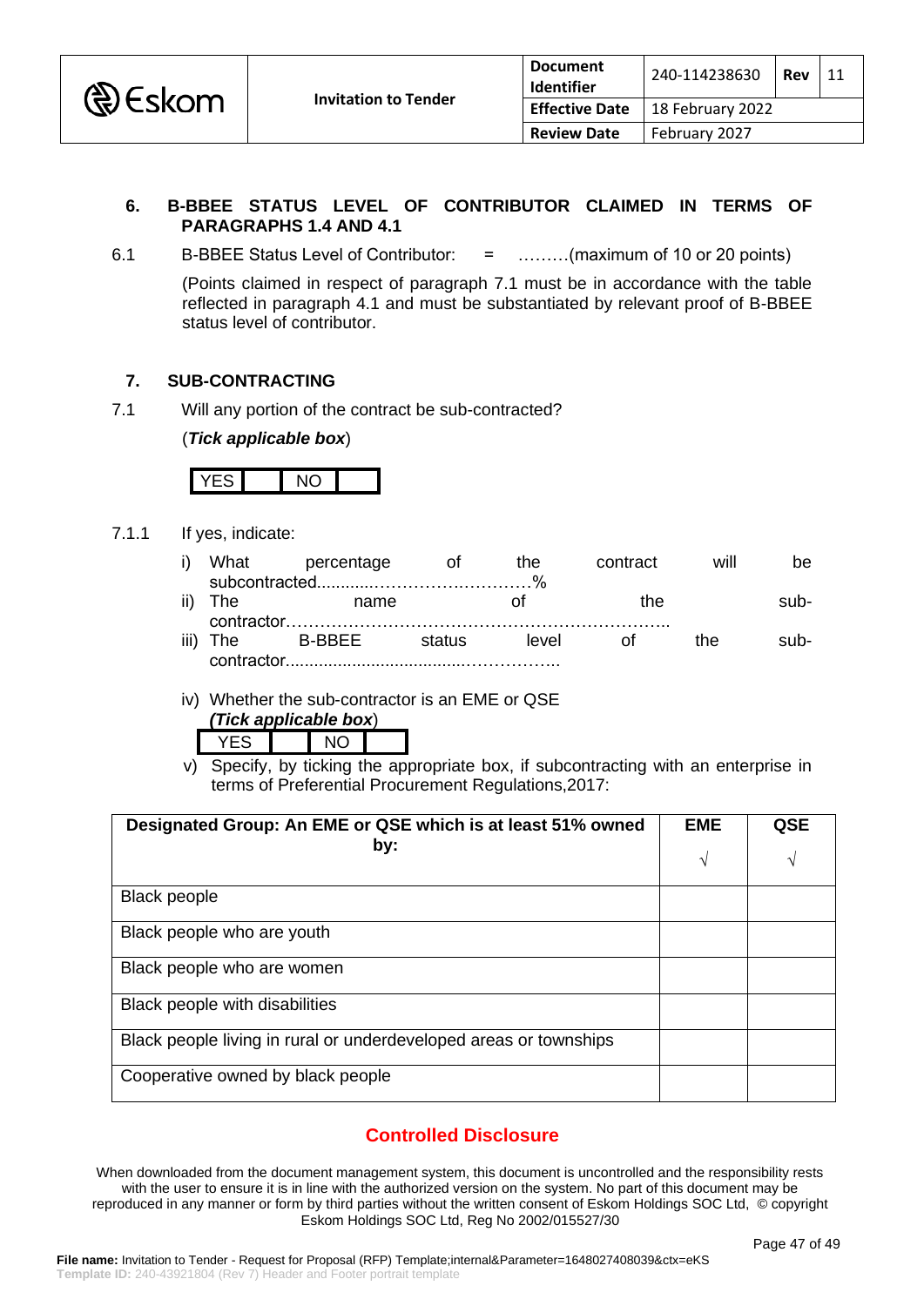## 6. B-BBEE STATUS LEVEL OF CONTRIBUTOR CLAIMED IN TERMS OF PARAGRAPHS 1.4 AND 4.1

6.1 B-BBEE Status Level of Contributor: = ………(maximum of 10 or 20 points)

(Points claimed in respect of paragraph 7.1 must be in accordance with the table reflected in paragraph 4.1 and must be substantiated by relevant proof of B-BBEE status level of contributor.

## 7. SUB-CONTRACTING

7.1 Will any portion of the contract be sub-contracted?

(***Tick applicable box***)

| YES | | NO | |
|---|---|---|---|

7.1.1 If yes, indicate:

i) What percentage of the contract will be subcontracted............…………….…………%

ii) The name of the sub-contractor…………………………………………………………..

iii) The B-BBEE status level of the sub-contractor......................................……………..

iv) Whether the sub-contractor is an EME or QSE
*(Tick applicable box*)

| YES | | NO | |
|---|---|---|---|

v) Specify, by ticking the appropriate box, if subcontracting with an enterprise in terms of Preferential Procurement Regulations,2017:

| Designated Group: An EME or QSE which is at least 51% owned by: | EME √ | QSE √ |
|---|---|---|
| Black people | | |
| Black people who are youth | | |
| Black people who are women | | |
| Black people with disabilities | | |
| Black people living in rural or underdeveloped areas or townships | | |
| Cooperative owned by black people | | |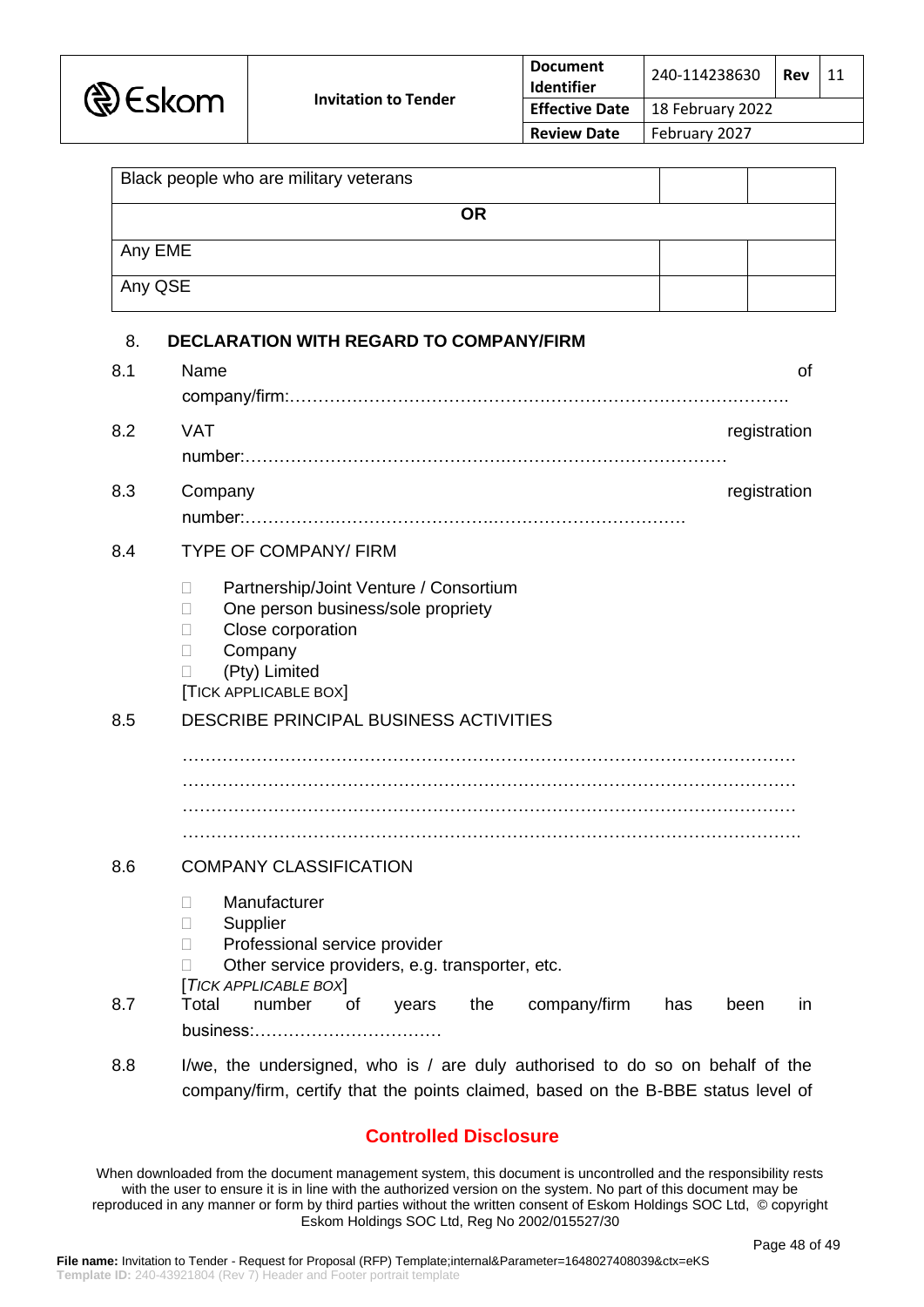| Black people who are military veterans | | |
|---|---|---|
| **OR** | | |
| Any EME | | |
| Any QSE | | |

8. **DECLARATION WITH REGARD TO COMPANY/FIRM**

8.1 Name of company/firm:…………………………………………………………………………….

8.2 VAT registration number:…………………………………………………………………………

8.3 Company registration number:………………………………………………………………….

8.4 TYPE OF COMPANY/ FIRM

- ☐ Partnership/Joint Venture / Consortium
- ☐ One person business/sole propriety
- ☐ Close corporation
- ☐ Company
- ☐ (Pty) Limited

[TICK APPLICABLE BOX]

8.5 DESCRIBE PRINCIPAL BUSINESS ACTIVITIES

…………………………………………………………………………………………………
…………………………………………………………………………………………………
…………………………………………………………………………………………………
………………………………………………………………………………………………….

8.6 COMPANY CLASSIFICATION

- ☐ Manufacturer
- ☐ Supplier
- ☐ Professional service provider
- ☐ Other service providers, e.g. transporter, etc.

[*TICK APPLICABLE BOX*]

8.7 Total number of years the company/firm has been in business:……………………………

8.8 I/we, the undersigned, who is / are duly authorised to do so on behalf of the company/firm, certify that the points claimed, based on the B-BBE status level of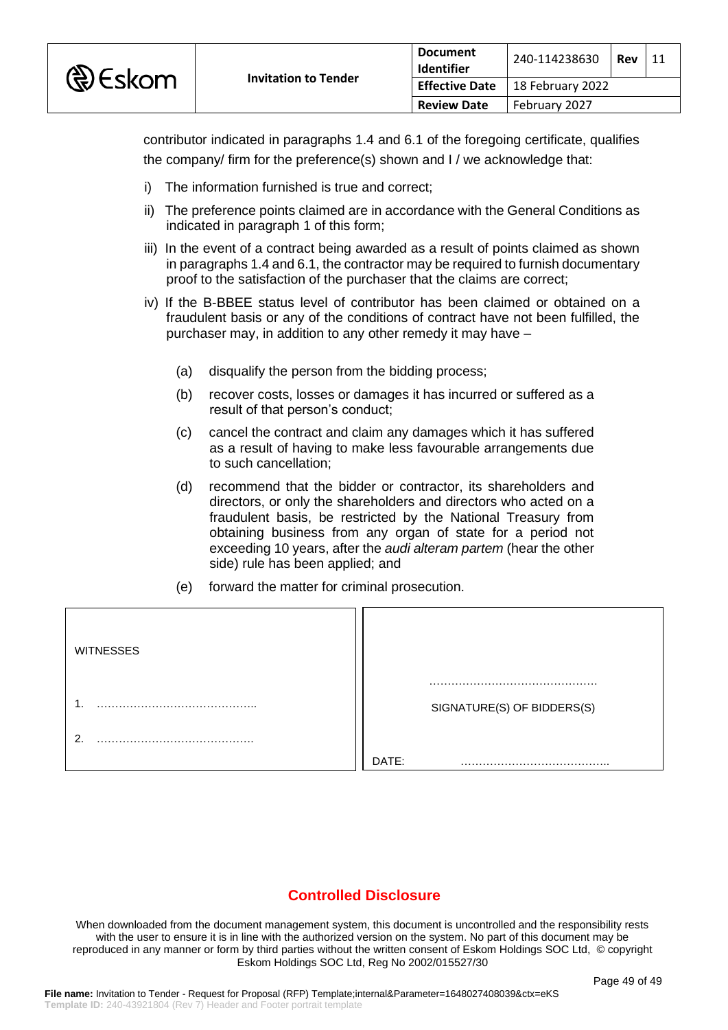contributor indicated in paragraphs 1.4 and 6.1 of the foregoing certificate, qualifies the company/ firm for the preference(s) shown and I / we acknowledge that:

i) The information furnished is true and correct;

ii) The preference points claimed are in accordance with the General Conditions as indicated in paragraph 1 of this form;

iii) In the event of a contract being awarded as a result of points claimed as shown in paragraphs 1.4 and 6.1, the contractor may be required to furnish documentary proof to the satisfaction of the purchaser that the claims are correct;

iv) If the B-BBEE status level of contributor has been claimed or obtained on a fraudulent basis or any of the conditions of contract have not been fulfilled, the purchaser may, in addition to any other remedy it may have –

   (a) disqualify the person from the bidding process;

   (b) recover costs, losses or damages it has incurred or suffered as a result of that person's conduct;

   (c) cancel the contract and claim any damages which it has suffered as a result of having to make less favourable arrangements due to such cancellation;

   (d) recommend that the bidder or contractor, its shareholders and directors, or only the shareholders and directors who acted on a fraudulent basis, be restricted by the National Treasury from obtaining business from any organ of state for a period not exceeding 10 years, after the *audi alteram partem* (hear the other side) rule has been applied; and

   (e) forward the matter for criminal prosecution.

| | |
|---|---|
| WITNESSES<br><br>1. ……………………………………..<br><br>2. ……………………………………. | ……………………………………….<br>SIGNATURE(S) OF BIDDERS(S)<br><br>DATE: ………………………………….. |

**Controlled Disclosure**

When downloaded from the document management system, this document is uncontrolled and the responsibility rests with the user to ensure it is in line with the authorized version on the system. No part of this document may be reproduced in any manner or form by third parties without the written consent of Eskom Holdings SOC Ltd, © copyright Eskom Holdings SOC Ltd, Reg No 2002/015527/30